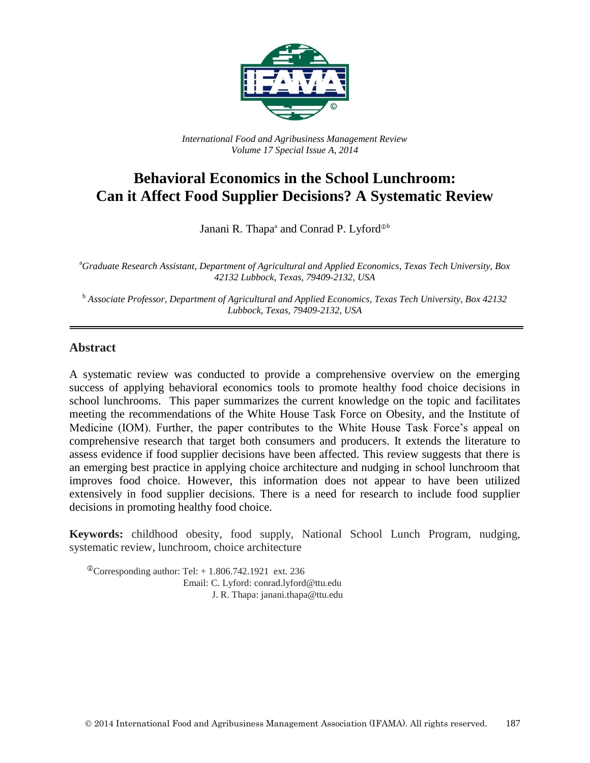*International Food and Agribusiness Management Review*
*Volume 17 Special Issue A, 2014*

# Behavioral Economics in the School Lunchroom: Can it Affect Food Supplier Decisions? A Systematic Review

Janani R. Thapa[a] and Conrad P. Lyford[ⓘb]

[a] *Graduate Research Assistant, Department of Agricultural and Applied Economics, Texas Tech University, Box 42132 Lubbock, Texas, 79409-2132, USA*

[b] *Associate Professor, Department of Agricultural and Applied Economics, Texas Tech University, Box 42132 Lubbock, Texas, 79409-2132, USA*

## Abstract

A systematic review was conducted to provide a comprehensive overview on the emerging success of applying behavioral economics tools to promote healthy food choice decisions in school lunchrooms. This paper summarizes the current knowledge on the topic and facilitates meeting the recommendations of the White House Task Force on Obesity, and the Institute of Medicine (IOM). Further, the paper contributes to the White House Task Force's appeal on comprehensive research that target both consumers and producers. It extends the literature to assess evidence if food supplier decisions have been affected. This review suggests that there is an emerging best practice in applying choice architecture and nudging in school lunchroom that improves food choice. However, this information does not appear to have been utilized extensively in food supplier decisions. There is a need for research to include food supplier decisions in promoting healthy food choice.

**Keywords:** childhood obesity, food supply, National School Lunch Program, nudging, systematic review, lunchroom, choice architecture

ⓘCorresponding author: Tel: + 1.806.742.1921 ext. 236
Email: C. Lyford: conrad.lyford@ttu.edu
J. R. Thapa: janani.thapa@ttu.edu

© 2014 International Food and Agribusiness Management Association (IFAMA). All rights reserved.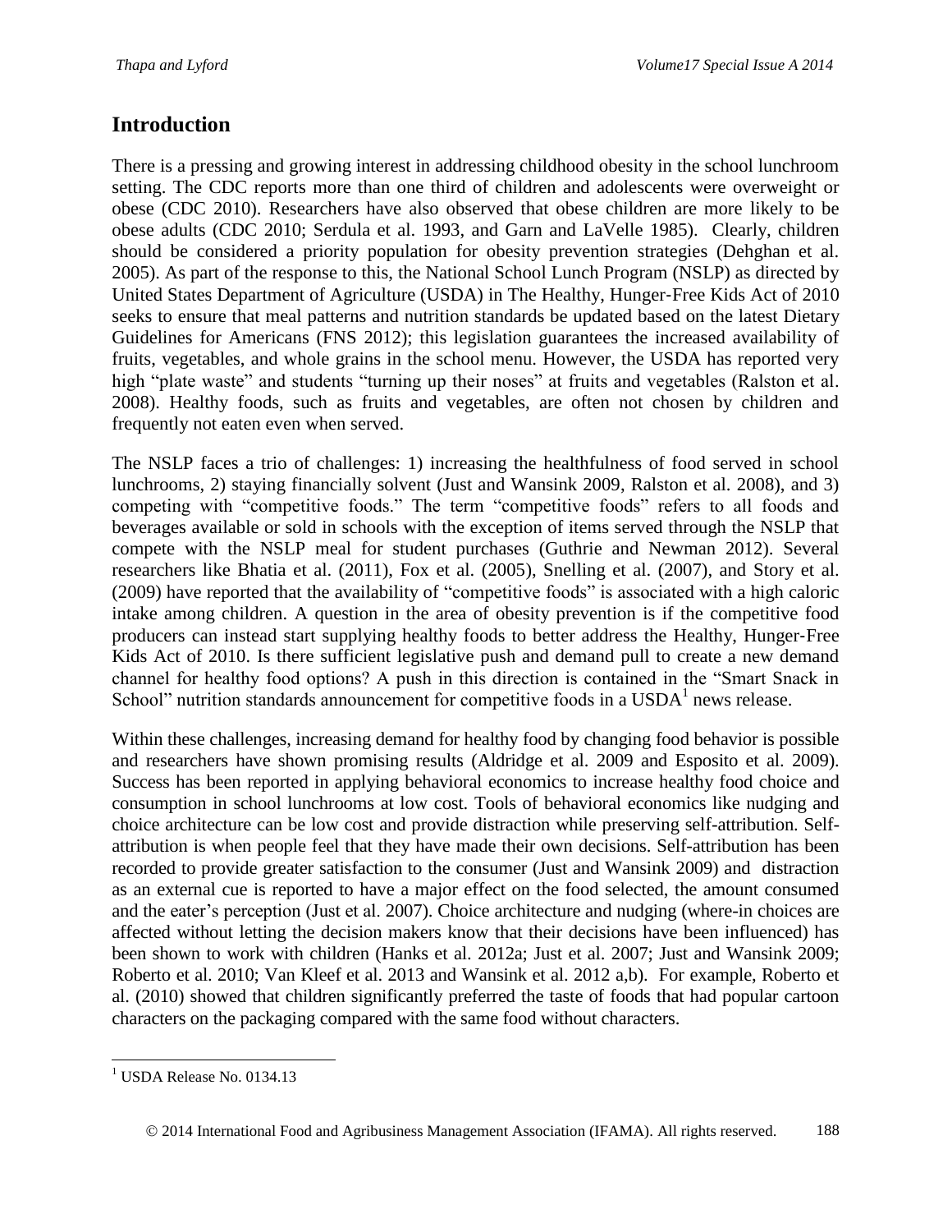## Introduction

There is a pressing and growing interest in addressing childhood obesity in the school lunchroom setting. The CDC reports more than one third of children and adolescents were overweight or obese (CDC 2010). Researchers have also observed that obese children are more likely to be obese adults (CDC 2010; Serdula et al. 1993, and Garn and LaVelle 1985). Clearly, children should be considered a priority population for obesity prevention strategies (Dehghan et al. 2005). As part of the response to this, the National School Lunch Program (NSLP) as directed by United States Department of Agriculture (USDA) in The Healthy, Hunger-Free Kids Act of 2010 seeks to ensure that meal patterns and nutrition standards be updated based on the latest Dietary Guidelines for Americans (FNS 2012); this legislation guarantees the increased availability of fruits, vegetables, and whole grains in the school menu. However, the USDA has reported very high "plate waste" and students "turning up their noses" at fruits and vegetables (Ralston et al. 2008). Healthy foods, such as fruits and vegetables, are often not chosen by children and frequently not eaten even when served.

The NSLP faces a trio of challenges: 1) increasing the healthfulness of food served in school lunchrooms, 2) staying financially solvent (Just and Wansink 2009, Ralston et al. 2008), and 3) competing with "competitive foods." The term "competitive foods" refers to all foods and beverages available or sold in schools with the exception of items served through the NSLP that compete with the NSLP meal for student purchases (Guthrie and Newman 2012). Several researchers like Bhatia et al. (2011), Fox et al. (2005), Snelling et al. (2007), and Story et al. (2009) have reported that the availability of "competitive foods" is associated with a high caloric intake among children. A question in the area of obesity prevention is if the competitive food producers can instead start supplying healthy foods to better address the Healthy, Hunger-Free Kids Act of 2010. Is there sufficient legislative push and demand pull to create a new demand channel for healthy food options? A push in this direction is contained in the "Smart Snack in School" nutrition standards announcement for competitive foods in a USDA[1] news release.

Within these challenges, increasing demand for healthy food by changing food behavior is possible and researchers have shown promising results (Aldridge et al. 2009 and Esposito et al. 2009). Success has been reported in applying behavioral economics to increase healthy food choice and consumption in school lunchrooms at low cost. Tools of behavioral economics like nudging and choice architecture can be low cost and provide distraction while preserving self-attribution. Self-attribution is when people feel that they have made their own decisions. Self-attribution has been recorded to provide greater satisfaction to the consumer (Just and Wansink 2009) and distraction as an external cue is reported to have a major effect on the food selected, the amount consumed and the eater's perception (Just et al. 2007). Choice architecture and nudging (where-in choices are affected without letting the decision makers know that their decisions have been influenced) has been shown to work with children (Hanks et al. 2012a; Just et al. 2007; Just and Wansink 2009; Roberto et al. 2010; Van Kleef et al. 2013 and Wansink et al. 2012 a,b). For example, Roberto et al. (2010) showed that children significantly preferred the taste of foods that had popular cartoon characters on the packaging compared with the same food without characters.

---

[1] USDA Release No. 0134.13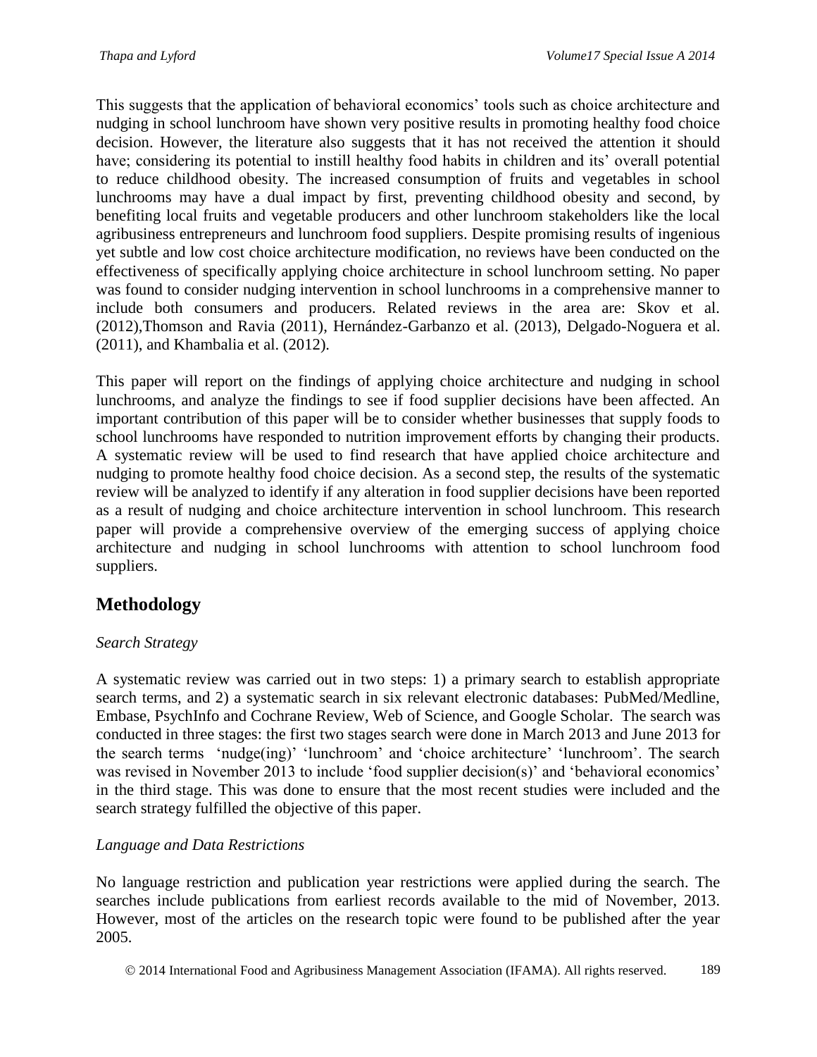This suggests that the application of behavioral economics' tools such as choice architecture and nudging in school lunchroom have shown very positive results in promoting healthy food choice decision. However, the literature also suggests that it has not received the attention it should have; considering its potential to instill healthy food habits in children and its' overall potential to reduce childhood obesity. The increased consumption of fruits and vegetables in school lunchrooms may have a dual impact by first, preventing childhood obesity and second, by benefiting local fruits and vegetable producers and other lunchroom stakeholders like the local agribusiness entrepreneurs and lunchroom food suppliers. Despite promising results of ingenious yet subtle and low cost choice architecture modification, no reviews have been conducted on the effectiveness of specifically applying choice architecture in school lunchroom setting. No paper was found to consider nudging intervention in school lunchrooms in a comprehensive manner to include both consumers and producers. Related reviews in the area are: Skov et al. (2012),Thomson and Ravia (2011), Hernández-Garbanzo et al. (2013), Delgado-Noguera et al. (2011), and Khambalia et al. (2012).

This paper will report on the findings of applying choice architecture and nudging in school lunchrooms, and analyze the findings to see if food supplier decisions have been affected. An important contribution of this paper will be to consider whether businesses that supply foods to school lunchrooms have responded to nutrition improvement efforts by changing their products. A systematic review will be used to find research that have applied choice architecture and nudging to promote healthy food choice decision. As a second step, the results of the systematic review will be analyzed to identify if any alteration in food supplier decisions have been reported as a result of nudging and choice architecture intervention in school lunchroom. This research paper will provide a comprehensive overview of the emerging success of applying choice architecture and nudging in school lunchrooms with attention to school lunchroom food suppliers.

## Methodology

*Search Strategy*

A systematic review was carried out in two steps: 1) a primary search to establish appropriate search terms, and 2) a systematic search in six relevant electronic databases: PubMed/Medline, Embase, PsychInfo and Cochrane Review, Web of Science, and Google Scholar. The search was conducted in three stages: the first two stages search were done in March 2013 and June 2013 for the search terms 'nudge(ing)' 'lunchroom' and 'choice architecture' 'lunchroom'. The search was revised in November 2013 to include 'food supplier decision(s)' and 'behavioral economics' in the third stage. This was done to ensure that the most recent studies were included and the search strategy fulfilled the objective of this paper.

*Language and Data Restrictions*

No language restriction and publication year restrictions were applied during the search. The searches include publications from earliest records available to the mid of November, 2013. However, most of the articles on the research topic were found to be published after the year 2005.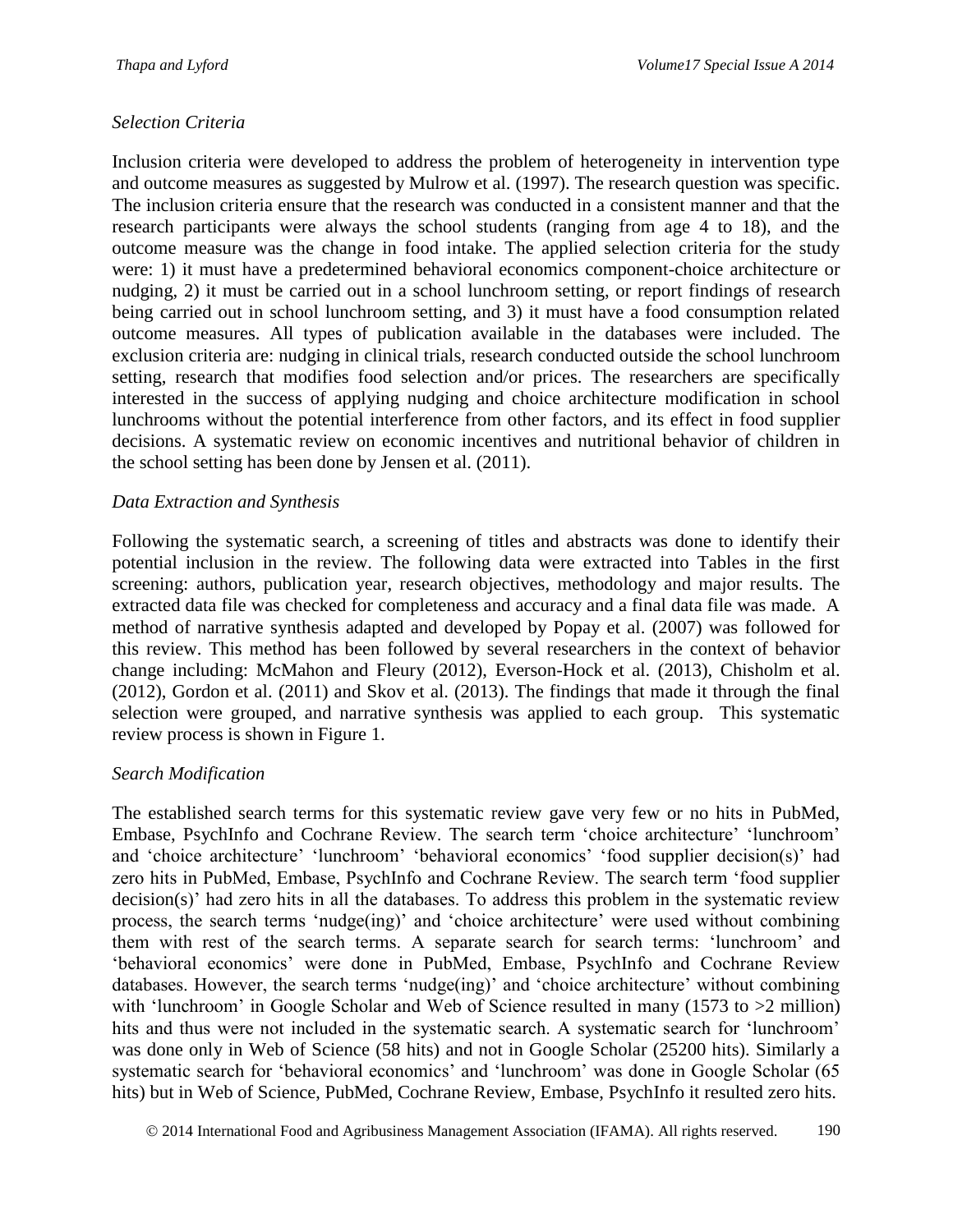*Selection Criteria*

Inclusion criteria were developed to address the problem of heterogeneity in intervention type and outcome measures as suggested by Mulrow et al. (1997). The research question was specific. The inclusion criteria ensure that the research was conducted in a consistent manner and that the research participants were always the school students (ranging from age 4 to 18), and the outcome measure was the change in food intake. The applied selection criteria for the study were: 1) it must have a predetermined behavioral economics component-choice architecture or nudging, 2) it must be carried out in a school lunchroom setting, or report findings of research being carried out in school lunchroom setting, and 3) it must have a food consumption related outcome measures. All types of publication available in the databases were included. The exclusion criteria are: nudging in clinical trials, research conducted outside the school lunchroom setting, research that modifies food selection and/or prices. The researchers are specifically interested in the success of applying nudging and choice architecture modification in school lunchrooms without the potential interference from other factors, and its effect in food supplier decisions. A systematic review on economic incentives and nutritional behavior of children in the school setting has been done by Jensen et al. (2011).

*Data Extraction and Synthesis*

Following the systematic search, a screening of titles and abstracts was done to identify their potential inclusion in the review. The following data were extracted into Tables in the first screening: authors, publication year, research objectives, methodology and major results. The extracted data file was checked for completeness and accuracy and a final data file was made. A method of narrative synthesis adapted and developed by Popay et al. (2007) was followed for this review. This method has been followed by several researchers in the context of behavior change including: McMahon and Fleury (2012), Everson-Hock et al. (2013), Chisholm et al. (2012), Gordon et al. (2011) and Skov et al. (2013). The findings that made it through the final selection were grouped, and narrative synthesis was applied to each group. This systematic review process is shown in Figure 1.

*Search Modification*

The established search terms for this systematic review gave very few or no hits in PubMed, Embase, PsychInfo and Cochrane Review. The search term 'choice architecture' 'lunchroom' and 'choice architecture' 'lunchroom' 'behavioral economics' 'food supplier decision(s)' had zero hits in PubMed, Embase, PsychInfo and Cochrane Review. The search term 'food supplier decision(s)' had zero hits in all the databases. To address this problem in the systematic review process, the search terms 'nudge(ing)' and 'choice architecture' were used without combining them with rest of the search terms. A separate search for search terms: 'lunchroom' and 'behavioral economics' were done in PubMed, Embase, PsychInfo and Cochrane Review databases. However, the search terms 'nudge(ing)' and 'choice architecture' without combining with 'lunchroom' in Google Scholar and Web of Science resulted in many (1573 to >2 million) hits and thus were not included in the systematic search. A systematic search for 'lunchroom' was done only in Web of Science (58 hits) and not in Google Scholar (25200 hits). Similarly a systematic search for 'behavioral economics' and 'lunchroom' was done in Google Scholar (65 hits) but in Web of Science, PubMed, Cochrane Review, Embase, PsychInfo it resulted zero hits.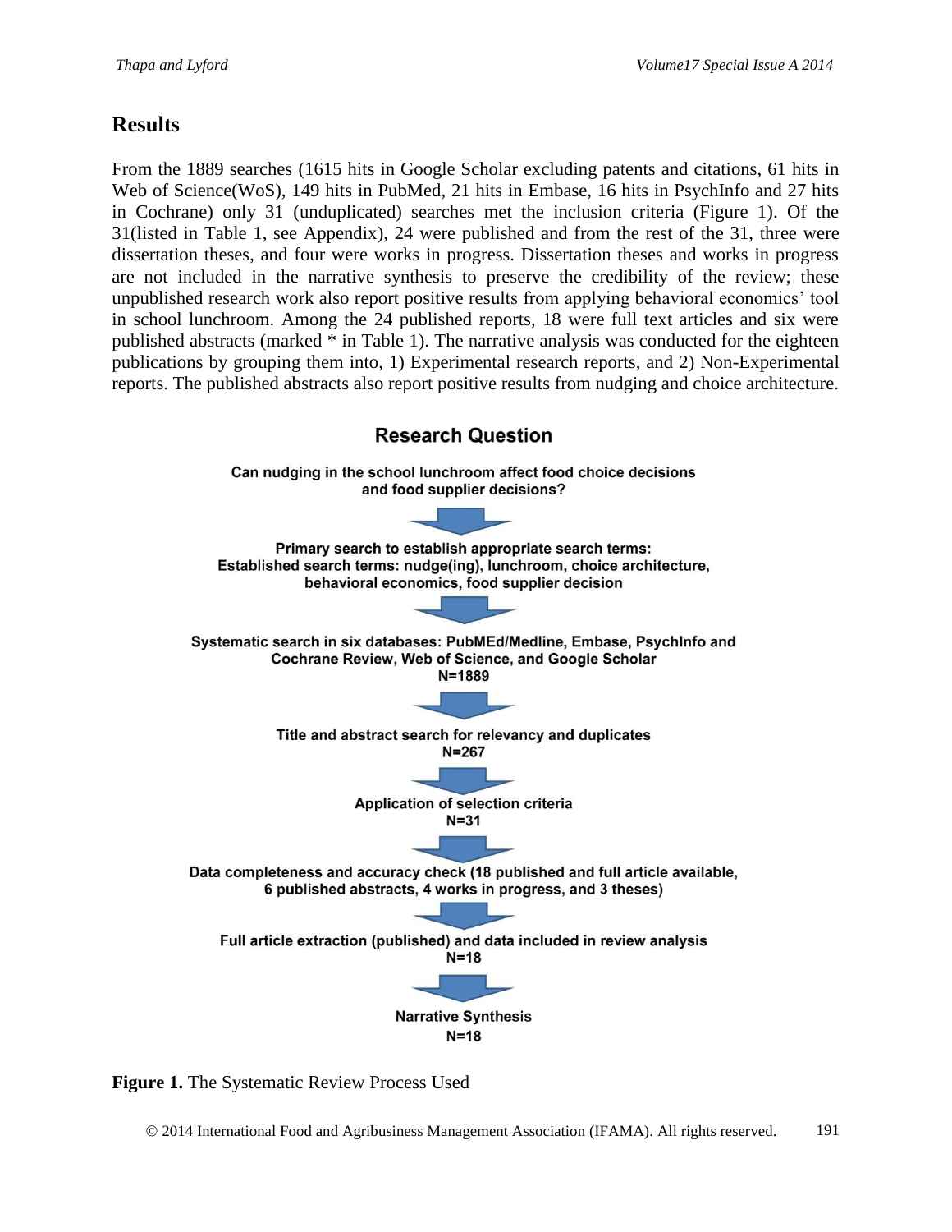## Results

From the 1889 searches (1615 hits in Google Scholar excluding patents and citations, 61 hits in Web of Science(WoS), 149 hits in PubMed, 21 hits in Embase, 16 hits in PsychInfo and 27 hits in Cochrane) only 31 (unduplicated) searches met the inclusion criteria (Figure 1). Of the 31(listed in Table 1, see Appendix), 24 were published and from the rest of the 31, three were dissertation theses, and four were works in progress. Dissertation theses and works in progress are not included in the narrative synthesis to preserve the credibility of the review; these unpublished research work also report positive results from applying behavioral economics' tool in school lunchroom. Among the 24 published reports, 18 were full text articles and six were published abstracts (marked * in Table 1). The narrative analysis was conducted for the eighteen publications by grouping them into, 1) Experimental research reports, and 2) Non-Experimental reports. The published abstracts also report positive results from nudging and choice architecture.

**Research Question**

**Can nudging in the school lunchroom affect food choice decisions and food supplier decisions?**

↓

**Primary search to establish appropriate search terms: Established search terms: nudge(ing), lunchroom, choice architecture, behavioral economics, food supplier decision**

↓

**Systematic search in six databases: PubMEd/Medline, Embase, PsychInfo and Cochrane Review, Web of Science, and Google Scholar N=1889**

↓

**Title and abstract search for relevancy and duplicates N=267**

↓

**Application of selection criteria N=31**

↓

**Data completeness and accuracy check (18 published and full article available, 6 published abstracts, 4 works in progress, and 3 theses)**

↓

**Full article extraction (published) and data included in review analysis N=18**

↓

**Narrative Synthesis N=18**

**Figure 1.** The Systematic Review Process Used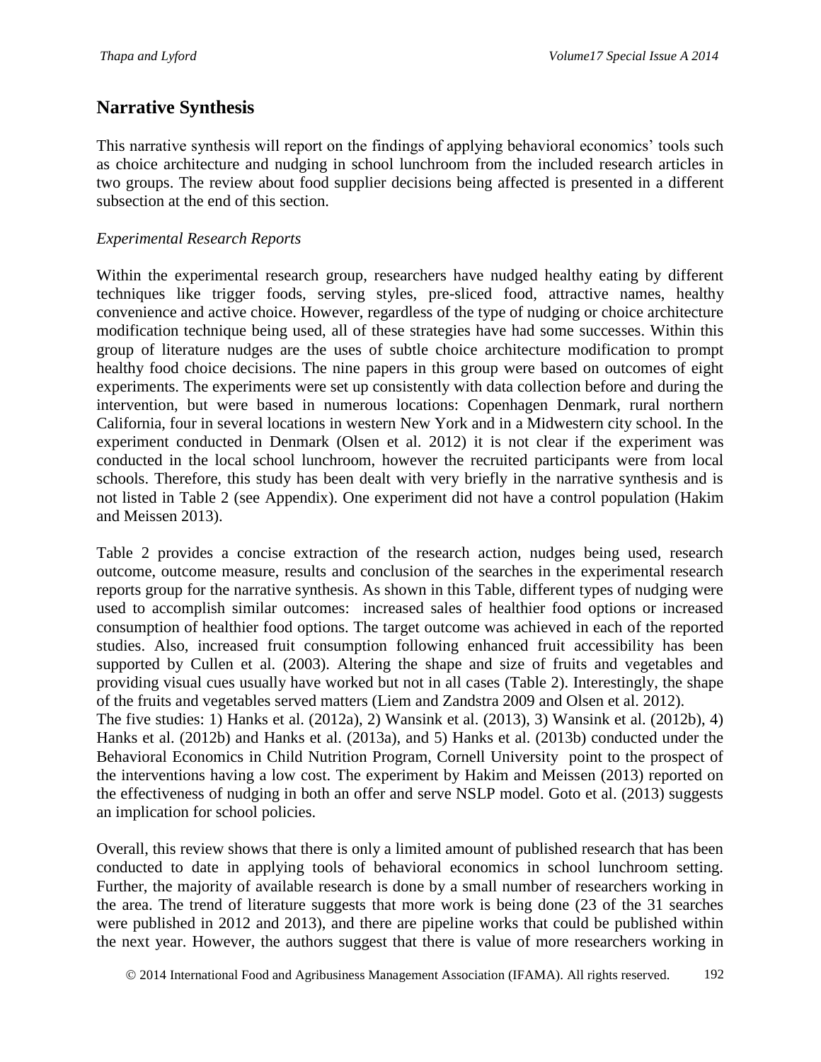## Narrative Synthesis

This narrative synthesis will report on the findings of applying behavioral economics' tools such as choice architecture and nudging in school lunchroom from the included research articles in two groups. The review about food supplier decisions being affected is presented in a different subsection at the end of this section.

*Experimental Research Reports*

Within the experimental research group, researchers have nudged healthy eating by different techniques like trigger foods, serving styles, pre-sliced food, attractive names, healthy convenience and active choice. However, regardless of the type of nudging or choice architecture modification technique being used, all of these strategies have had some successes. Within this group of literature nudges are the uses of subtle choice architecture modification to prompt healthy food choice decisions. The nine papers in this group were based on outcomes of eight experiments. The experiments were set up consistently with data collection before and during the intervention, but were based in numerous locations: Copenhagen Denmark, rural northern California, four in several locations in western New York and in a Midwestern city school. In the experiment conducted in Denmark (Olsen et al. 2012) it is not clear if the experiment was conducted in the local school lunchroom, however the recruited participants were from local schools. Therefore, this study has been dealt with very briefly in the narrative synthesis and is not listed in Table 2 (see Appendix). One experiment did not have a control population (Hakim and Meissen 2013).

Table 2 provides a concise extraction of the research action, nudges being used, research outcome, outcome measure, results and conclusion of the searches in the experimental research reports group for the narrative synthesis. As shown in this Table, different types of nudging were used to accomplish similar outcomes: increased sales of healthier food options or increased consumption of healthier food options. The target outcome was achieved in each of the reported studies. Also, increased fruit consumption following enhanced fruit accessibility has been supported by Cullen et al. (2003). Altering the shape and size of fruits and vegetables and providing visual cues usually have worked but not in all cases (Table 2). Interestingly, the shape of the fruits and vegetables served matters (Liem and Zandstra 2009 and Olsen et al. 2012).
The five studies: 1) Hanks et al. (2012a), 2) Wansink et al. (2013), 3) Wansink et al. (2012b), 4) Hanks et al. (2012b) and Hanks et al. (2013a), and 5) Hanks et al. (2013b) conducted under the Behavioral Economics in Child Nutrition Program, Cornell University point to the prospect of the interventions having a low cost. The experiment by Hakim and Meissen (2013) reported on the effectiveness of nudging in both an offer and serve NSLP model. Goto et al. (2013) suggests an implication for school policies.

Overall, this review shows that there is only a limited amount of published research that has been conducted to date in applying tools of behavioral economics in school lunchroom setting. Further, the majority of available research is done by a small number of researchers working in the area. The trend of literature suggests that more work is being done (23 of the 31 searches were published in 2012 and 2013), and there are pipeline works that could be published within the next year. However, the authors suggest that there is value of more researchers working in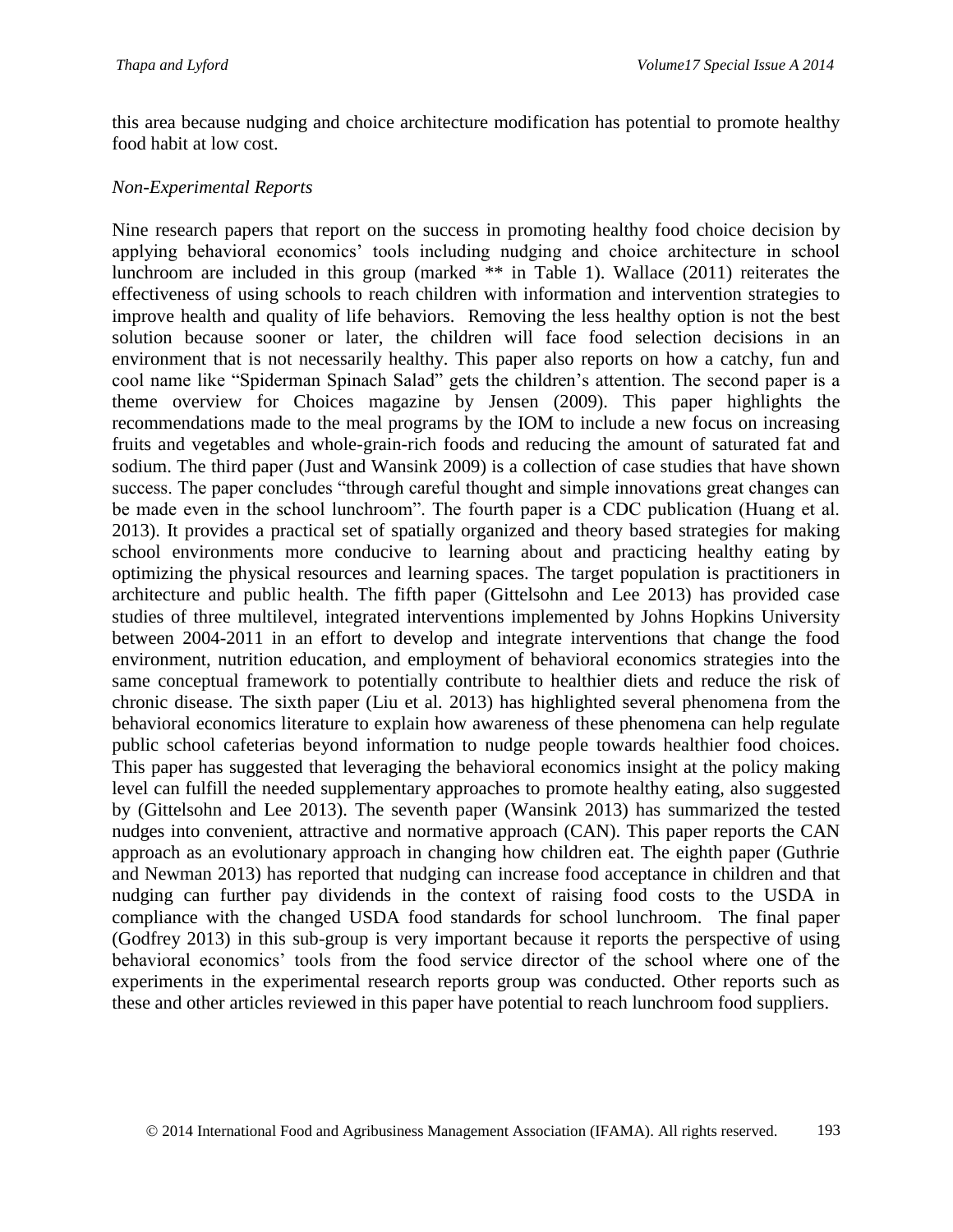this area because nudging and choice architecture modification has potential to promote healthy food habit at low cost.

*Non-Experimental Reports*

Nine research papers that report on the success in promoting healthy food choice decision by applying behavioral economics' tools including nudging and choice architecture in school lunchroom are included in this group (marked ** in Table 1). Wallace (2011) reiterates the effectiveness of using schools to reach children with information and intervention strategies to improve health and quality of life behaviors. Removing the less healthy option is not the best solution because sooner or later, the children will face food selection decisions in an environment that is not necessarily healthy. This paper also reports on how a catchy, fun and cool name like "Spiderman Spinach Salad" gets the children's attention. The second paper is a theme overview for Choices magazine by Jensen (2009). This paper highlights the recommendations made to the meal programs by the IOM to include a new focus on increasing fruits and vegetables and whole-grain-rich foods and reducing the amount of saturated fat and sodium. The third paper (Just and Wansink 2009) is a collection of case studies that have shown success. The paper concludes "through careful thought and simple innovations great changes can be made even in the school lunchroom". The fourth paper is a CDC publication (Huang et al. 2013). It provides a practical set of spatially organized and theory based strategies for making school environments more conducive to learning about and practicing healthy eating by optimizing the physical resources and learning spaces. The target population is practitioners in architecture and public health. The fifth paper (Gittelsohn and Lee 2013) has provided case studies of three multilevel, integrated interventions implemented by Johns Hopkins University between 2004-2011 in an effort to develop and integrate interventions that change the food environment, nutrition education, and employment of behavioral economics strategies into the same conceptual framework to potentially contribute to healthier diets and reduce the risk of chronic disease. The sixth paper (Liu et al. 2013) has highlighted several phenomena from the behavioral economics literature to explain how awareness of these phenomena can help regulate public school cafeterias beyond information to nudge people towards healthier food choices. This paper has suggested that leveraging the behavioral economics insight at the policy making level can fulfill the needed supplementary approaches to promote healthy eating, also suggested by (Gittelsohn and Lee 2013). The seventh paper (Wansink 2013) has summarized the tested nudges into convenient, attractive and normative approach (CAN). This paper reports the CAN approach as an evolutionary approach in changing how children eat. The eighth paper (Guthrie and Newman 2013) has reported that nudging can increase food acceptance in children and that nudging can further pay dividends in the context of raising food costs to the USDA in compliance with the changed USDA food standards for school lunchroom. The final paper (Godfrey 2013) in this sub-group is very important because it reports the perspective of using behavioral economics' tools from the food service director of the school where one of the experiments in the experimental research reports group was conducted. Other reports such as these and other articles reviewed in this paper have potential to reach lunchroom food suppliers.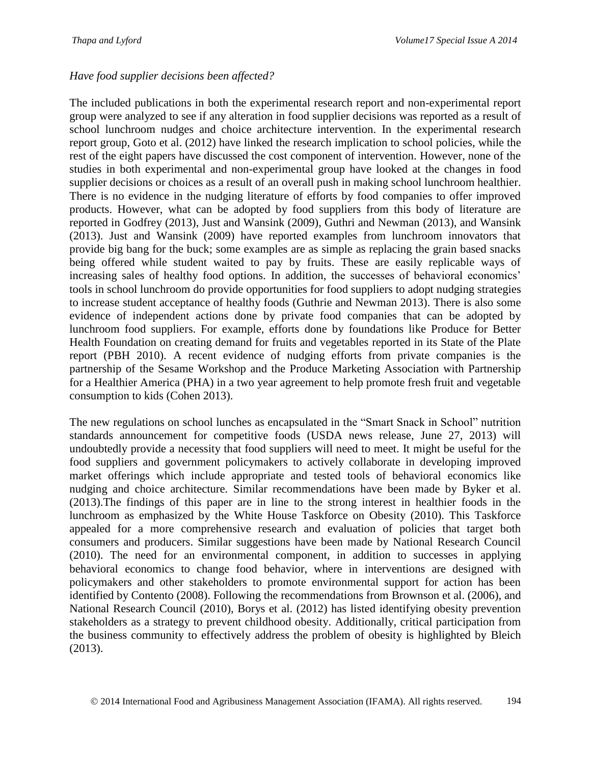*Have food supplier decisions been affected?*

The included publications in both the experimental research report and non-experimental report group were analyzed to see if any alteration in food supplier decisions was reported as a result of school lunchroom nudges and choice architecture intervention. In the experimental research report group, Goto et al. (2012) have linked the research implication to school policies, while the rest of the eight papers have discussed the cost component of intervention. However, none of the studies in both experimental and non-experimental group have looked at the changes in food supplier decisions or choices as a result of an overall push in making school lunchroom healthier. There is no evidence in the nudging literature of efforts by food companies to offer improved products. However, what can be adopted by food suppliers from this body of literature are reported in Godfrey (2013), Just and Wansink (2009), Guthri and Newman (2013), and Wansink (2013). Just and Wansink (2009) have reported examples from lunchroom innovators that provide big bang for the buck; some examples are as simple as replacing the grain based snacks being offered while student waited to pay by fruits. These are easily replicable ways of increasing sales of healthy food options. In addition, the successes of behavioral economics' tools in school lunchroom do provide opportunities for food suppliers to adopt nudging strategies to increase student acceptance of healthy foods (Guthrie and Newman 2013). There is also some evidence of independent actions done by private food companies that can be adopted by lunchroom food suppliers. For example, efforts done by foundations like Produce for Better Health Foundation on creating demand for fruits and vegetables reported in its State of the Plate report (PBH 2010). A recent evidence of nudging efforts from private companies is the partnership of the Sesame Workshop and the Produce Marketing Association with Partnership for a Healthier America (PHA) in a two year agreement to help promote fresh fruit and vegetable consumption to kids (Cohen 2013).

The new regulations on school lunches as encapsulated in the "Smart Snack in School" nutrition standards announcement for competitive foods (USDA news release, June 27, 2013) will undoubtedly provide a necessity that food suppliers will need to meet. It might be useful for the food suppliers and government policymakers to actively collaborate in developing improved market offerings which include appropriate and tested tools of behavioral economics like nudging and choice architecture. Similar recommendations have been made by Byker et al. (2013).The findings of this paper are in line to the strong interest in healthier foods in the lunchroom as emphasized by the White House Taskforce on Obesity (2010). This Taskforce appealed for a more comprehensive research and evaluation of policies that target both consumers and producers. Similar suggestions have been made by National Research Council (2010). The need for an environmental component, in addition to successes in applying behavioral economics to change food behavior, where in interventions are designed with policymakers and other stakeholders to promote environmental support for action has been identified by Contento (2008). Following the recommendations from Brownson et al. (2006), and National Research Council (2010), Borys et al. (2012) has listed identifying obesity prevention stakeholders as a strategy to prevent childhood obesity. Additionally, critical participation from the business community to effectively address the problem of obesity is highlighted by Bleich (2013).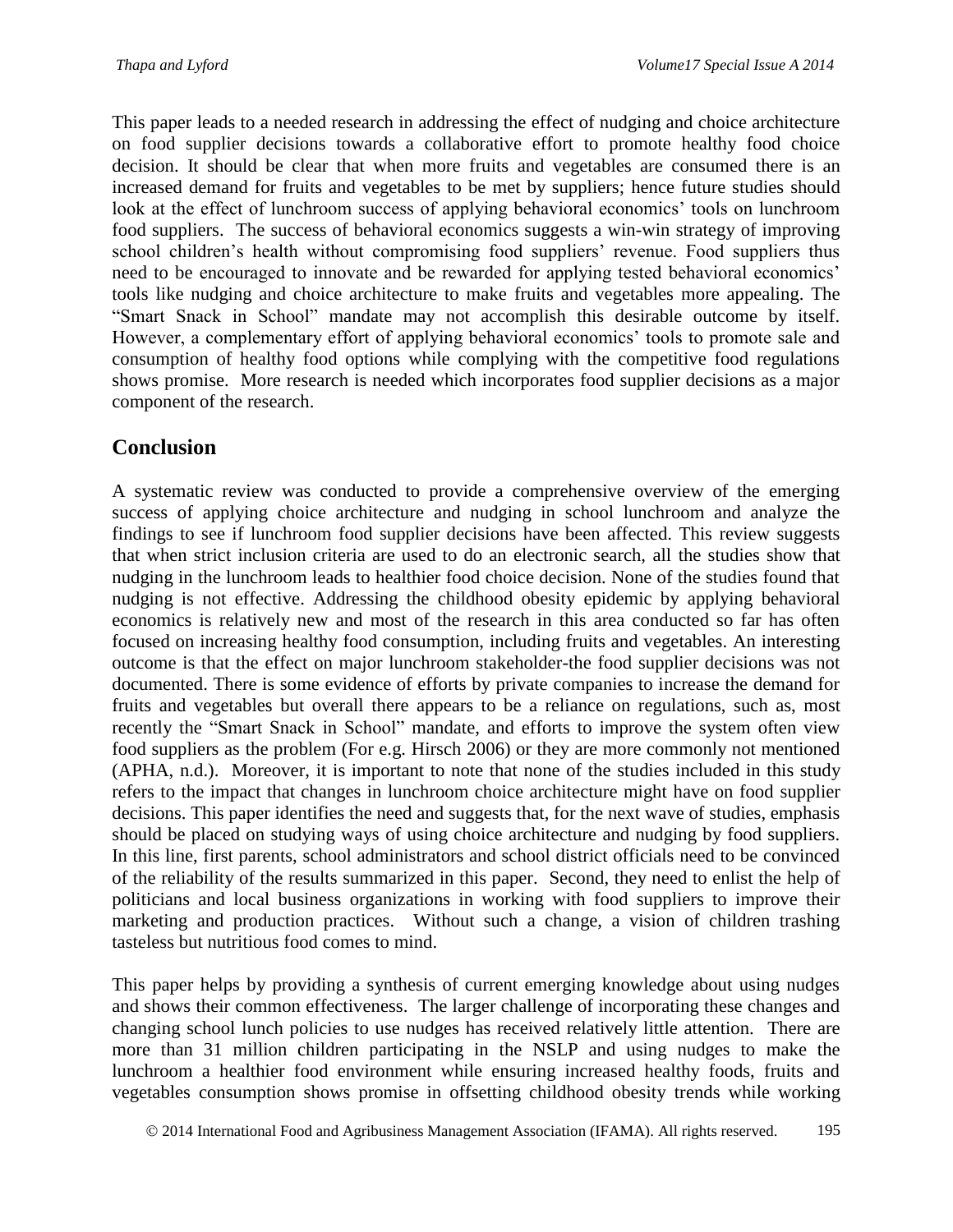This paper leads to a needed research in addressing the effect of nudging and choice architecture on food supplier decisions towards a collaborative effort to promote healthy food choice decision. It should be clear that when more fruits and vegetables are consumed there is an increased demand for fruits and vegetables to be met by suppliers; hence future studies should look at the effect of lunchroom success of applying behavioral economics' tools on lunchroom food suppliers. The success of behavioral economics suggests a win-win strategy of improving school children's health without compromising food suppliers' revenue. Food suppliers thus need to be encouraged to innovate and be rewarded for applying tested behavioral economics' tools like nudging and choice architecture to make fruits and vegetables more appealing. The "Smart Snack in School" mandate may not accomplish this desirable outcome by itself. However, a complementary effort of applying behavioral economics' tools to promote sale and consumption of healthy food options while complying with the competitive food regulations shows promise. More research is needed which incorporates food supplier decisions as a major component of the research.

## Conclusion

A systematic review was conducted to provide a comprehensive overview of the emerging success of applying choice architecture and nudging in school lunchroom and analyze the findings to see if lunchroom food supplier decisions have been affected. This review suggests that when strict inclusion criteria are used to do an electronic search, all the studies show that nudging in the lunchroom leads to healthier food choice decision. None of the studies found that nudging is not effective. Addressing the childhood obesity epidemic by applying behavioral economics is relatively new and most of the research in this area conducted so far has often focused on increasing healthy food consumption, including fruits and vegetables. An interesting outcome is that the effect on major lunchroom stakeholder-the food supplier decisions was not documented. There is some evidence of efforts by private companies to increase the demand for fruits and vegetables but overall there appears to be a reliance on regulations, such as, most recently the "Smart Snack in School" mandate, and efforts to improve the system often view food suppliers as the problem (For e.g. Hirsch 2006) or they are more commonly not mentioned (APHA, n.d.). Moreover, it is important to note that none of the studies included in this study refers to the impact that changes in lunchroom choice architecture might have on food supplier decisions. This paper identifies the need and suggests that, for the next wave of studies, emphasis should be placed on studying ways of using choice architecture and nudging by food suppliers. In this line, first parents, school administrators and school district officials need to be convinced of the reliability of the results summarized in this paper. Second, they need to enlist the help of politicians and local business organizations in working with food suppliers to improve their marketing and production practices. Without such a change, a vision of children trashing tasteless but nutritious food comes to mind.

This paper helps by providing a synthesis of current emerging knowledge about using nudges and shows their common effectiveness. The larger challenge of incorporating these changes and changing school lunch policies to use nudges has received relatively little attention. There are more than 31 million children participating in the NSLP and using nudges to make the lunchroom a healthier food environment while ensuring increased healthy foods, fruits and vegetables consumption shows promise in offsetting childhood obesity trends while working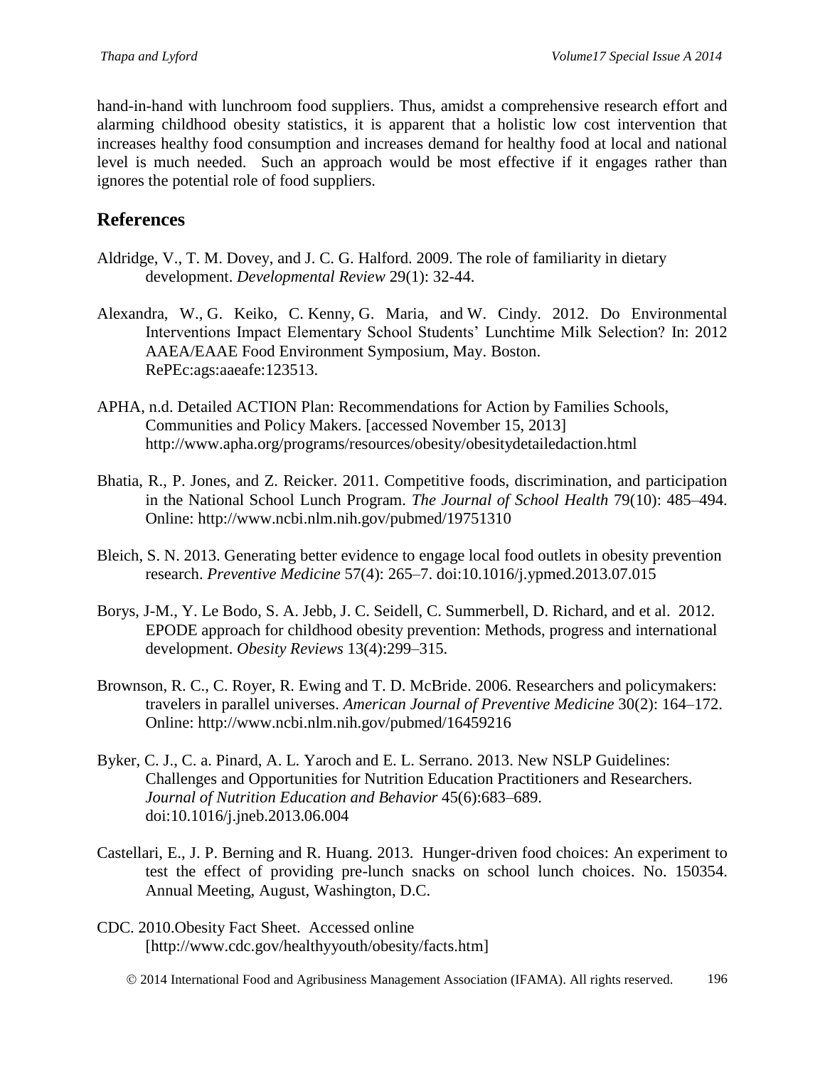hand-in-hand with lunchroom food suppliers. Thus, amidst a comprehensive research effort and alarming childhood obesity statistics, it is apparent that a holistic low cost intervention that increases healthy food consumption and increases demand for healthy food at local and national level is much needed. Such an approach would be most effective if it engages rather than ignores the potential role of food suppliers.

## References

Aldridge, V., T. M. Dovey, and J. C. G. Halford. 2009. The role of familiarity in dietary development. *Developmental Review* 29(1): 32-44.

Alexandra, W., G. Keiko, C. Kenny, G. Maria, and W. Cindy. 2012. Do Environmental Interventions Impact Elementary School Students' Lunchtime Milk Selection? In: 2012 AAEA/EAAE Food Environment Symposium, May. Boston. RePEc:ags:aaeafe:123513.

APHA, n.d. Detailed ACTION Plan: Recommendations for Action by Families Schools, Communities and Policy Makers. [accessed November 15, 2013] http://www.apha.org/programs/resources/obesity/obesitydetailedaction.html

Bhatia, R., P. Jones, and Z. Reicker. 2011. Competitive foods, discrimination, and participation in the National School Lunch Program. *The Journal of School Health* 79(10): 485–494. Online: http://www.ncbi.nlm.nih.gov/pubmed/19751310

Bleich, S. N. 2013. Generating better evidence to engage local food outlets in obesity prevention research. *Preventive Medicine* 57(4): 265–7. doi:10.1016/j.ypmed.2013.07.015

Borys, J-M., Y. Le Bodo, S. A. Jebb, J. C. Seidell, C. Summerbell, D. Richard, and et al. 2012. EPODE approach for childhood obesity prevention: Methods, progress and international development. *Obesity Reviews* 13(4):299–315.

Brownson, R. C., C. Royer, R. Ewing and T. D. McBride. 2006. Researchers and policymakers: travelers in parallel universes. *American Journal of Preventive Medicine* 30(2): 164–172. Online: http://www.ncbi.nlm.nih.gov/pubmed/16459216

Byker, C. J., C. a. Pinard, A. L. Yaroch and E. L. Serrano. 2013. New NSLP Guidelines: Challenges and Opportunities for Nutrition Education Practitioners and Researchers. *Journal of Nutrition Education and Behavior* 45(6):683–689. doi:10.1016/j.jneb.2013.06.004

Castellari, E., J. P. Berning and R. Huang. 2013. Hunger-driven food choices: An experiment to test the effect of providing pre-lunch snacks on school lunch choices. No. 150354. Annual Meeting, August, Washington, D.C.

CDC. 2010.Obesity Fact Sheet. Accessed online [http://www.cdc.gov/healthyyouth/obesity/facts.htm]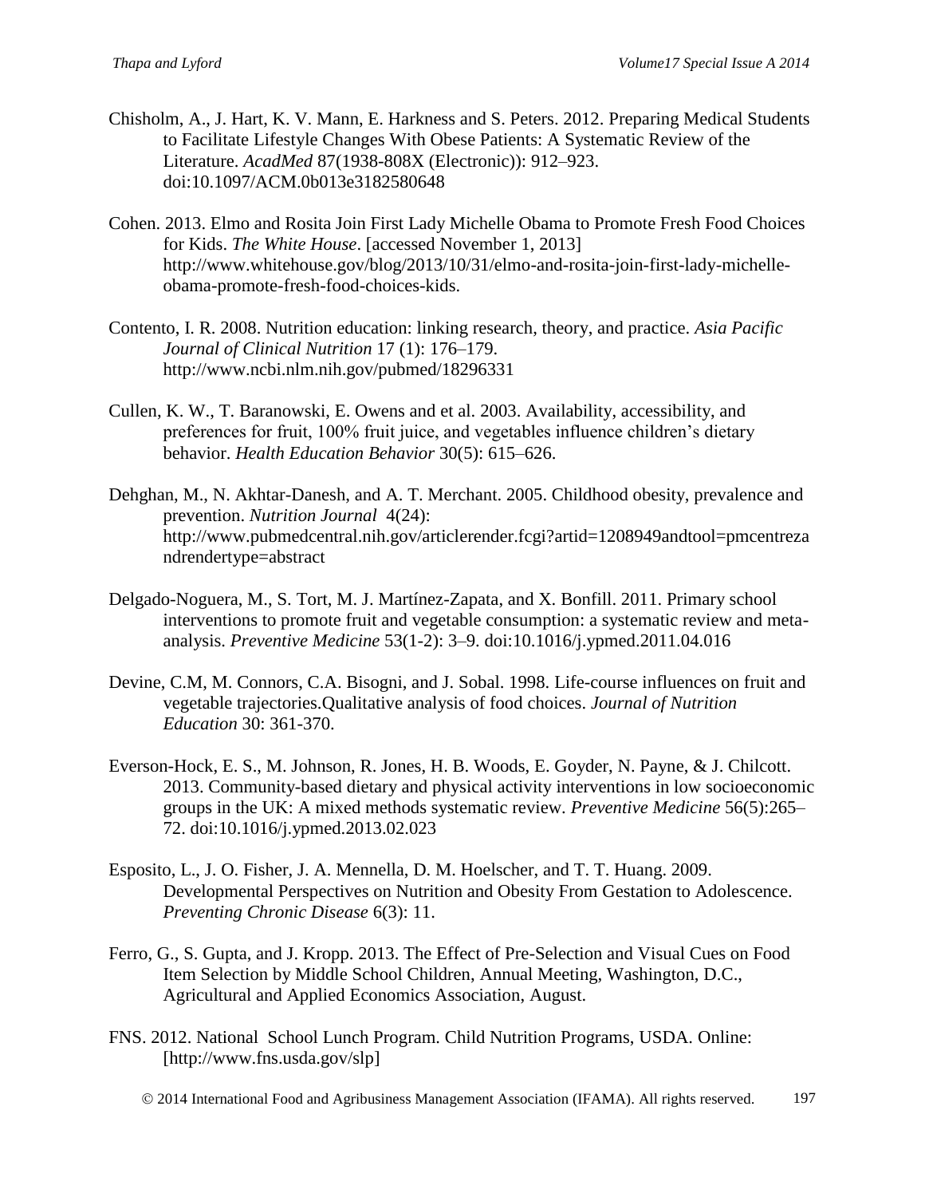Chisholm, A., J. Hart, K. V. Mann, E. Harkness and S. Peters. 2012. Preparing Medical Students to Facilitate Lifestyle Changes With Obese Patients: A Systematic Review of the Literature. *AcadMed* 87(1938-808X (Electronic)): 912–923. doi:10.1097/ACM.0b013e3182580648

Cohen. 2013. Elmo and Rosita Join First Lady Michelle Obama to Promote Fresh Food Choices for Kids. *The White House*. [accessed November 1, 2013] http://www.whitehouse.gov/blog/2013/10/31/elmo-and-rosita-join-first-lady-michelle-obama-promote-fresh-food-choices-kids.

Contento, I. R. 2008. Nutrition education: linking research, theory, and practice. *Asia Pacific Journal of Clinical Nutrition* 17 (1): 176–179. http://www.ncbi.nlm.nih.gov/pubmed/18296331

Cullen, K. W., T. Baranowski, E. Owens and et al. 2003. Availability, accessibility, and preferences for fruit, 100% fruit juice, and vegetables influence children's dietary behavior. *Health Education Behavior* 30(5): 615–626.

Dehghan, M., N. Akhtar-Danesh, and A. T. Merchant. 2005. Childhood obesity, prevalence and prevention. *Nutrition Journal* 4(24): http://www.pubmedcentral.nih.gov/articlerender.fcgi?artid=1208949andtool=pmcentrezandrendertype=abstract

Delgado-Noguera, M., S. Tort, M. J. Martínez-Zapata, and X. Bonfill. 2011. Primary school interventions to promote fruit and vegetable consumption: a systematic review and meta-analysis. *Preventive Medicine* 53(1-2): 3–9. doi:10.1016/j.ypmed.2011.04.016

Devine, C.M, M. Connors, C.A. Bisogni, and J. Sobal. 1998. Life-course influences on fruit and vegetable trajectories.Qualitative analysis of food choices. *Journal of Nutrition Education* 30: 361-370.

Everson-Hock, E. S., M. Johnson, R. Jones, H. B. Woods, E. Goyder, N. Payne, & J. Chilcott. 2013. Community-based dietary and physical activity interventions in low socioeconomic groups in the UK: A mixed methods systematic review. *Preventive Medicine* 56(5):265–72. doi:10.1016/j.ypmed.2013.02.023

Esposito, L., J. O. Fisher, J. A. Mennella, D. M. Hoelscher, and T. T. Huang. 2009. Developmental Perspectives on Nutrition and Obesity From Gestation to Adolescence. *Preventing Chronic Disease* 6(3): 11.

Ferro, G., S. Gupta, and J. Kropp. 2013. The Effect of Pre-Selection and Visual Cues on Food Item Selection by Middle School Children, Annual Meeting, Washington, D.C., Agricultural and Applied Economics Association, August.

FNS. 2012. National School Lunch Program. Child Nutrition Programs, USDA. Online: [http://www.fns.usda.gov/slp]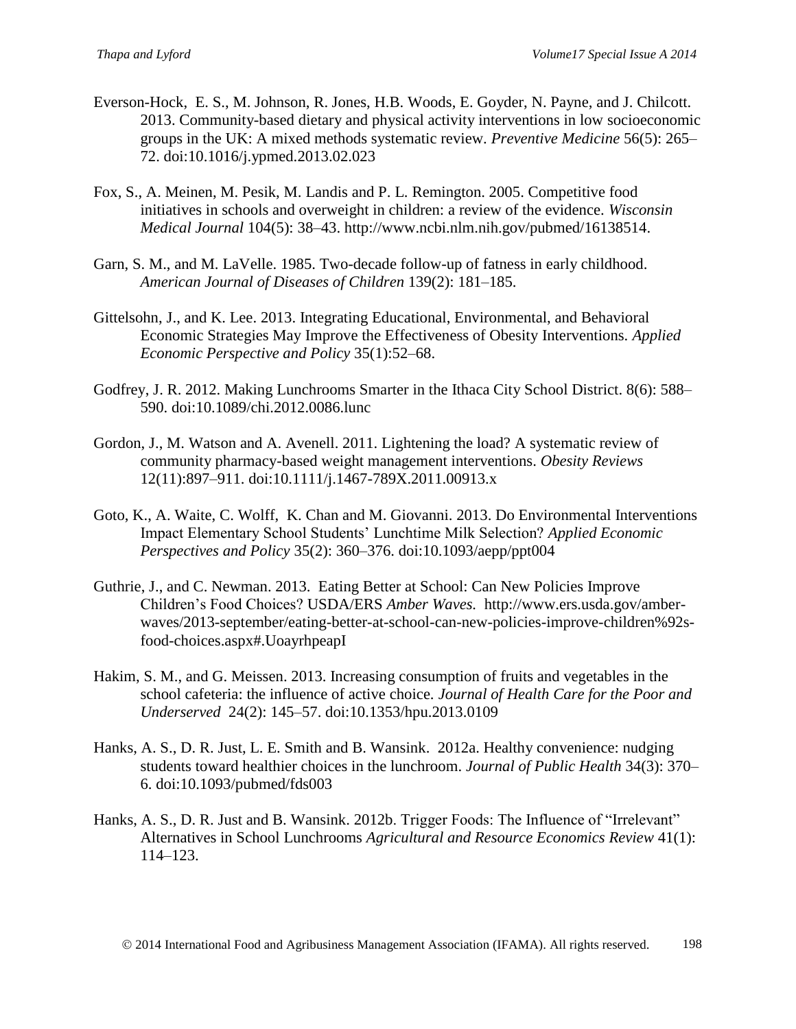Everson-Hock, E. S., M. Johnson, R. Jones, H.B. Woods, E. Goyder, N. Payne, and J. Chilcott. 2013. Community-based dietary and physical activity interventions in low socioeconomic groups in the UK: A mixed methods systematic review. *Preventive Medicine* 56(5): 265–72. doi:10.1016/j.ypmed.2013.02.023

Fox, S., A. Meinen, M. Pesik, M. Landis and P. L. Remington. 2005. Competitive food initiatives in schools and overweight in children: a review of the evidence. *Wisconsin Medical Journal* 104(5): 38–43. http://www.ncbi.nlm.nih.gov/pubmed/16138514.

Garn, S. M., and M. LaVelle. 1985. Two-decade follow-up of fatness in early childhood. *American Journal of Diseases of Children* 139(2): 181–185.

Gittelsohn, J., and K. Lee. 2013. Integrating Educational, Environmental, and Behavioral Economic Strategies May Improve the Effectiveness of Obesity Interventions. *Applied Economic Perspective and Policy* 35(1):52–68.

Godfrey, J. R. 2012. Making Lunchrooms Smarter in the Ithaca City School District. 8(6): 588–590. doi:10.1089/chi.2012.0086.lunc

Gordon, J., M. Watson and A. Avenell. 2011. Lightening the load? A systematic review of community pharmacy-based weight management interventions. *Obesity Reviews* 12(11):897–911. doi:10.1111/j.1467-789X.2011.00913.x

Goto, K., A. Waite, C. Wolff, K. Chan and M. Giovanni. 2013. Do Environmental Interventions Impact Elementary School Students' Lunchtime Milk Selection? *Applied Economic Perspectives and Policy* 35(2): 360–376. doi:10.1093/aepp/ppt004

Guthrie, J., and C. Newman. 2013. Eating Better at School: Can New Policies Improve Children's Food Choices? USDA/ERS *Amber Waves.* http://www.ers.usda.gov/amber-waves/2013-september/eating-better-at-school-can-new-policies-improve-children%92s-food-choices.aspx#.UoayrhpeapI

Hakim, S. M., and G. Meissen. 2013. Increasing consumption of fruits and vegetables in the school cafeteria: the influence of active choice. *Journal of Health Care for the Poor and Underserved* 24(2): 145–57. doi:10.1353/hpu.2013.0109

Hanks, A. S., D. R. Just, L. E. Smith and B. Wansink. 2012a. Healthy convenience: nudging students toward healthier choices in the lunchroom. *Journal of Public Health* 34(3): 370–6. doi:10.1093/pubmed/fds003

Hanks, A. S., D. R. Just and B. Wansink. 2012b. Trigger Foods: The Influence of "Irrelevant" Alternatives in School Lunchrooms *Agricultural and Resource Economics Review* 41(1): 114–123.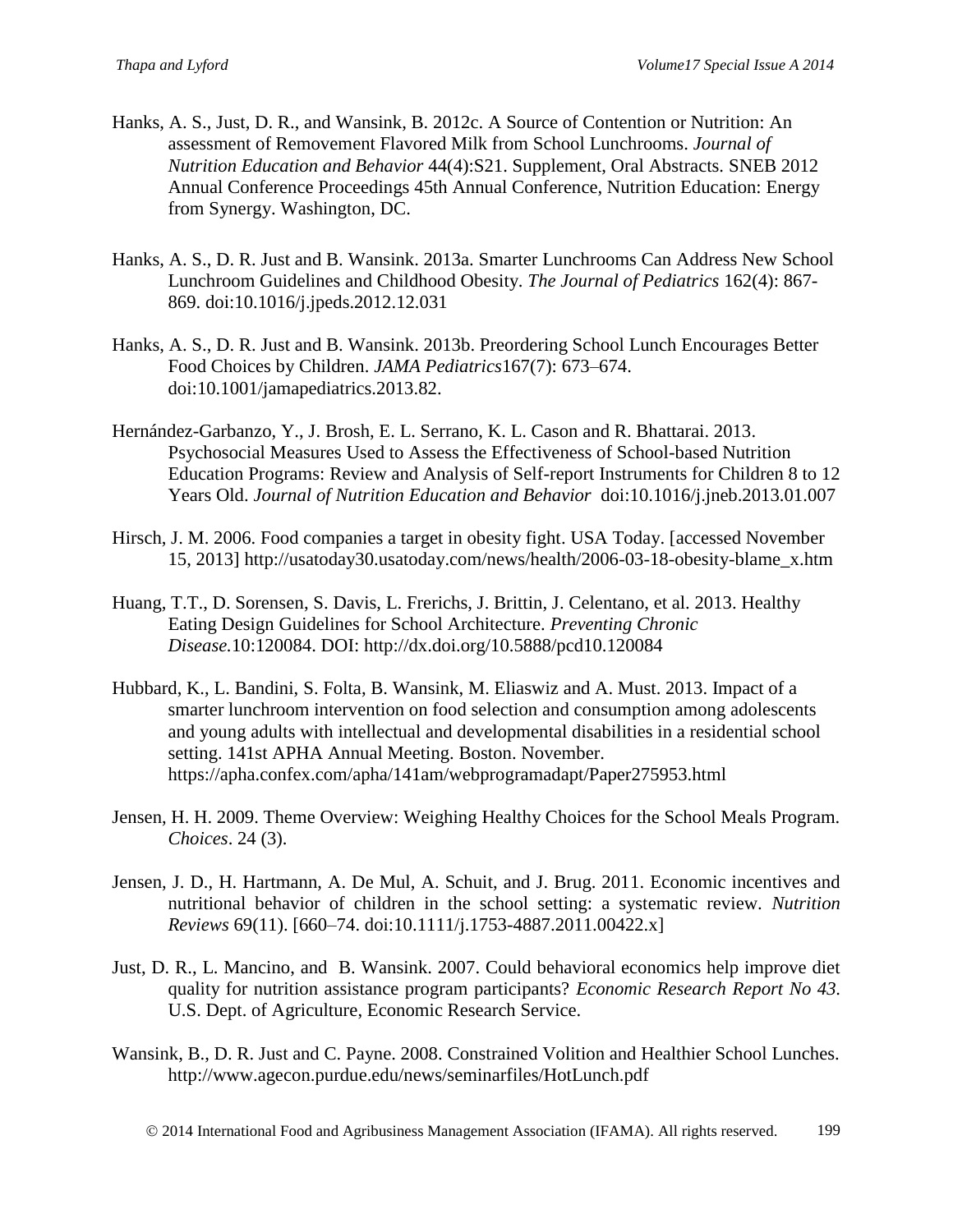Hanks, A. S., Just, D. R., and Wansink, B. 2012c. A Source of Contention or Nutrition: An assessment of Removement Flavored Milk from School Lunchrooms. *Journal of Nutrition Education and Behavior* 44(4):S21. Supplement, Oral Abstracts. SNEB 2012 Annual Conference Proceedings 45th Annual Conference, Nutrition Education: Energy from Synergy. Washington, DC.

Hanks, A. S., D. R. Just and B. Wansink. 2013a. Smarter Lunchrooms Can Address New School Lunchroom Guidelines and Childhood Obesity. *The Journal of Pediatrics* 162(4): 867-869. doi:10.1016/j.jpeds.2012.12.031

Hanks, A. S., D. R. Just and B. Wansink. 2013b. Preordering School Lunch Encourages Better Food Choices by Children. *JAMA Pediatrics*167(7): 673–674. doi:10.1001/jamapediatrics.2013.82.

Hernández-Garbanzo, Y., J. Brosh, E. L. Serrano, K. L. Cason and R. Bhattarai. 2013. Psychosocial Measures Used to Assess the Effectiveness of School-based Nutrition Education Programs: Review and Analysis of Self-report Instruments for Children 8 to 12 Years Old. *Journal of Nutrition Education and Behavior* doi:10.1016/j.jneb.2013.01.007

Hirsch, J. M. 2006. Food companies a target in obesity fight. USA Today. [accessed November 15, 2013] http://usatoday30.usatoday.com/news/health/2006-03-18-obesity-blame_x.htm

Huang, T.T., D. Sorensen, S. Davis, L. Frerichs, J. Brittin, J. Celentano, et al. 2013. Healthy Eating Design Guidelines for School Architecture. *Preventing Chronic Disease.*10:120084. DOI: http://dx.doi.org/10.5888/pcd10.120084

Hubbard, K., L. Bandini, S. Folta, B. Wansink, M. Eliaswiz and A. Must. 2013. Impact of a smarter lunchroom intervention on food selection and consumption among adolescents and young adults with intellectual and developmental disabilities in a residential school setting. 141st APHA Annual Meeting. Boston. November. https://apha.confex.com/apha/141am/webprogramadapt/Paper275953.html

Jensen, H. H. 2009. Theme Overview: Weighing Healthy Choices for the School Meals Program. *Choices*. 24 (3).

Jensen, J. D., H. Hartmann, A. De Mul, A. Schuit, and J. Brug. 2011. Economic incentives and nutritional behavior of children in the school setting: a systematic review. *Nutrition Reviews* 69(11). [660–74. doi:10.1111/j.1753-4887.2011.00422.x]

Just, D. R., L. Mancino, and B. Wansink. 2007. Could behavioral economics help improve diet quality for nutrition assistance program participants? *Economic Research Report No 43*. U.S. Dept. of Agriculture, Economic Research Service.

Wansink, B., D. R. Just and C. Payne. 2008. Constrained Volition and Healthier School Lunches. http://www.agecon.purdue.edu/news/seminarfiles/HotLunch.pdf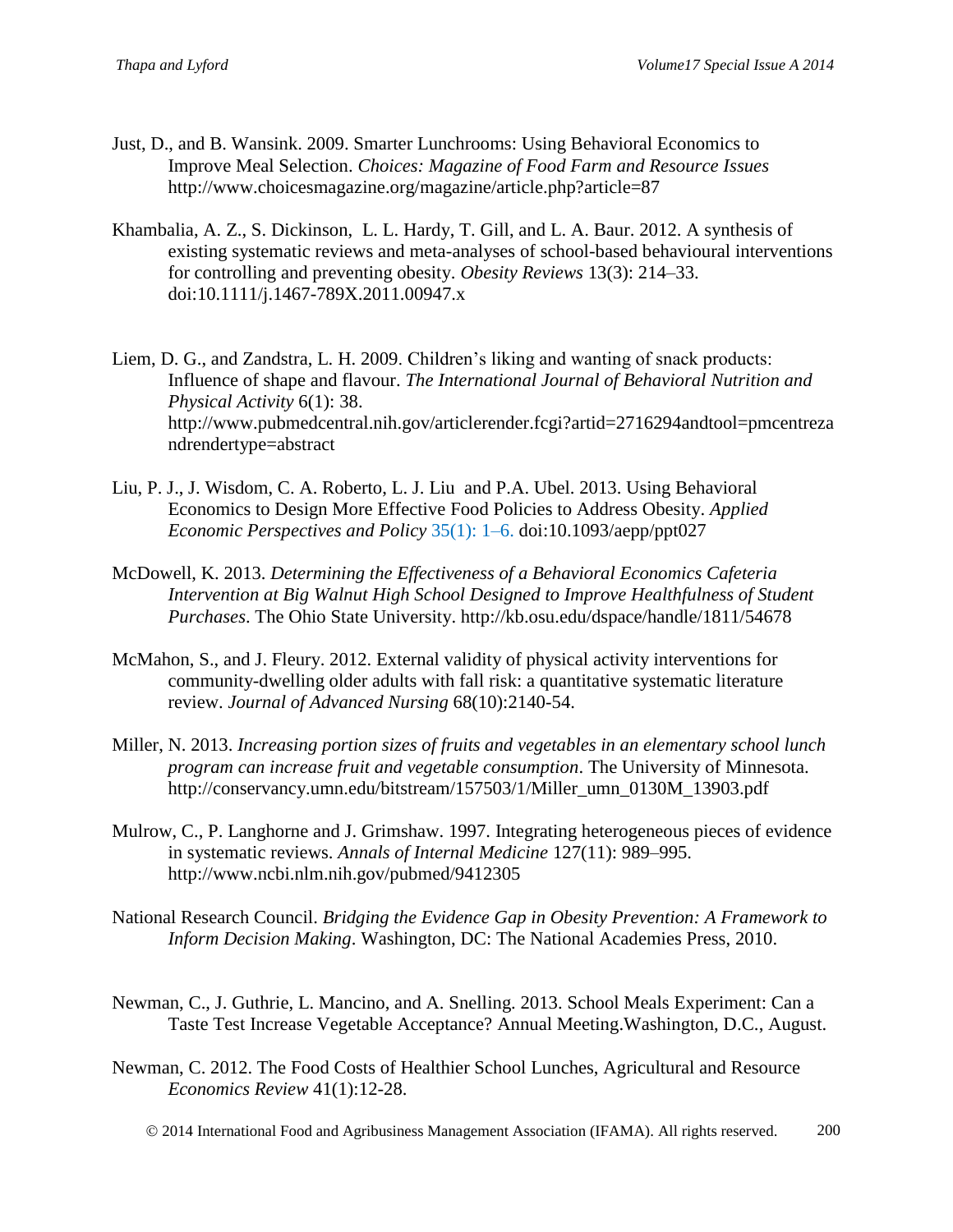Just, D., and B. Wansink. 2009. Smarter Lunchrooms: Using Behavioral Economics to Improve Meal Selection. *Choices: Magazine of Food Farm and Resource Issues* http://www.choicesmagazine.org/magazine/article.php?article=87

Khambalia, A. Z., S. Dickinson, L. L. Hardy, T. Gill, and L. A. Baur. 2012. A synthesis of existing systematic reviews and meta-analyses of school-based behavioural interventions for controlling and preventing obesity. *Obesity Reviews* 13(3): 214–33. doi:10.1111/j.1467-789X.2011.00947.x

Liem, D. G., and Zandstra, L. H. 2009. Children's liking and wanting of snack products: Influence of shape and flavour. *The International Journal of Behavioral Nutrition and Physical Activity* 6(1): 38. http://www.pubmedcentral.nih.gov/articlerender.fcgi?artid=2716294andtool=pmcentrezandrendertype=abstract

Liu, P. J., J. Wisdom, C. A. Roberto, L. J. Liu and P.A. Ubel. 2013. Using Behavioral Economics to Design More Effective Food Policies to Address Obesity. *Applied Economic Perspectives and Policy* 35(1): 1–6. doi:10.1093/aepp/ppt027

McDowell, K. 2013. *Determining the Effectiveness of a Behavioral Economics Cafeteria Intervention at Big Walnut High School Designed to Improve Healthfulness of Student Purchases*. The Ohio State University. http://kb.osu.edu/dspace/handle/1811/54678

McMahon, S., and J. Fleury. 2012. External validity of physical activity interventions for community-dwelling older adults with fall risk: a quantitative systematic literature review. *Journal of Advanced Nursing* 68(10):2140-54.

Miller, N. 2013. *Increasing portion sizes of fruits and vegetables in an elementary school lunch program can increase fruit and vegetable consumption*. The University of Minnesota. http://conservancy.umn.edu/bitstream/157503/1/Miller_umn_0130M_13903.pdf

Mulrow, C., P. Langhorne and J. Grimshaw. 1997. Integrating heterogeneous pieces of evidence in systematic reviews. *Annals of Internal Medicine* 127(11): 989–995. http://www.ncbi.nlm.nih.gov/pubmed/9412305

National Research Council. *Bridging the Evidence Gap in Obesity Prevention: A Framework to Inform Decision Making*. Washington, DC: The National Academies Press, 2010.

Newman, C., J. Guthrie, L. Mancino, and A. Snelling. 2013. School Meals Experiment: Can a Taste Test Increase Vegetable Acceptance? Annual Meeting.Washington, D.C., August.

Newman, C. 2012. The Food Costs of Healthier School Lunches, Agricultural and Resource *Economics Review* 41(1):12-28.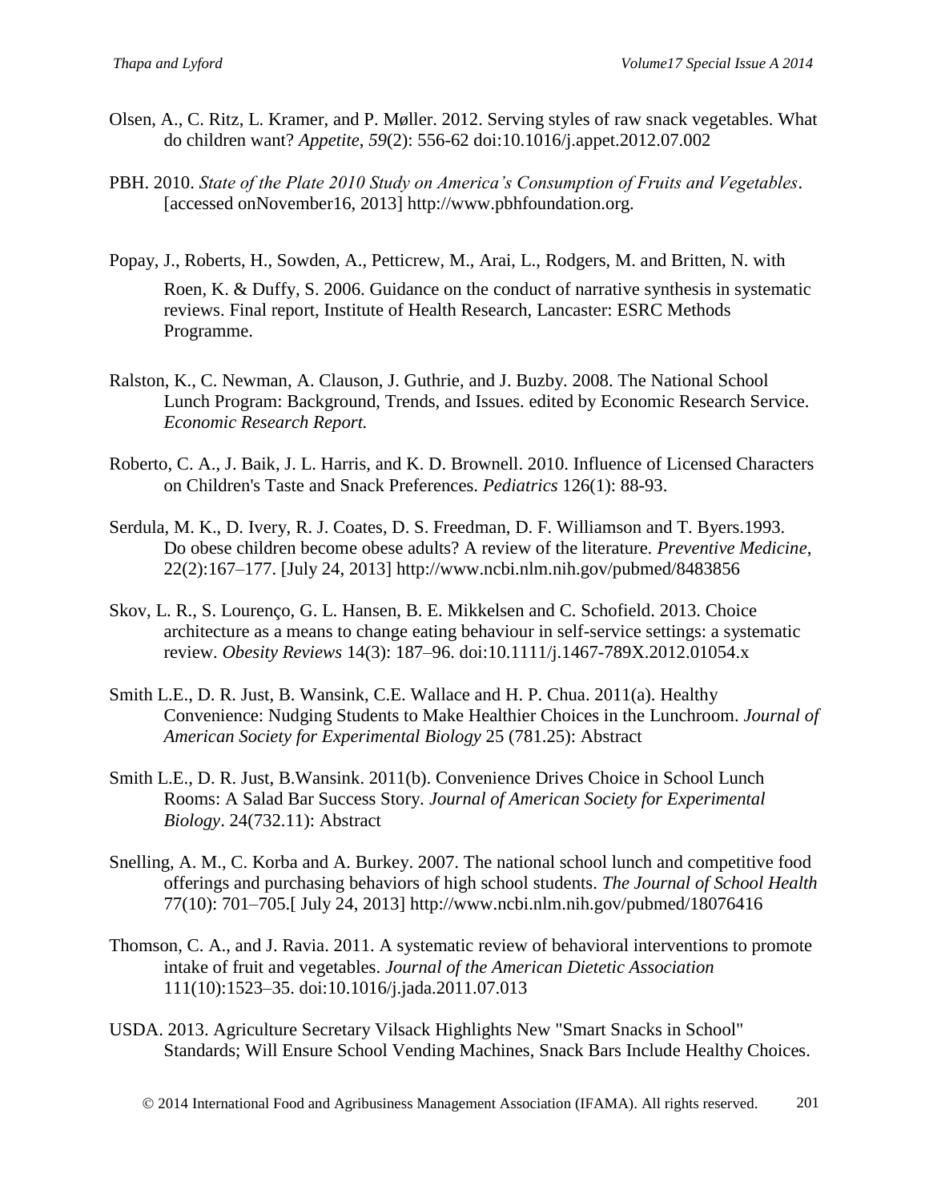Olsen, A., C. Ritz, L. Kramer, and P. Møller. 2012. Serving styles of raw snack vegetables. What do children want? *Appetite*, *59*(2): 556-62 doi:10.1016/j.appet.2012.07.002

PBH. 2010. *State of the Plate 2010 Study on America's Consumption of Fruits and Vegetables*. [accessed onNovember16, 2013] http://www.pbhfoundation.org.

Popay, J., Roberts, H., Sowden, A., Petticrew, M., Arai, L., Rodgers, M. and Britten, N. with Roen, K. & Duffy, S. 2006. Guidance on the conduct of narrative synthesis in systematic reviews. Final report, Institute of Health Research, Lancaster: ESRC Methods Programme.

Ralston, K., C. Newman, A. Clauson, J. Guthrie, and J. Buzby. 2008. The National School Lunch Program: Background, Trends, and Issues. edited by Economic Research Service. *Economic Research Report.*

Roberto, C. A., J. Baik, J. L. Harris, and K. D. Brownell. 2010. Influence of Licensed Characters on Children's Taste and Snack Preferences. *Pediatrics* 126(1): 88-93.

Serdula, M. K., D. Ivery, R. J. Coates, D. S. Freedman, D. F. Williamson and T. Byers.1993. Do obese children become obese adults? A review of the literature. *Preventive Medicine*, 22(2):167–177. [July 24, 2013] http://www.ncbi.nlm.nih.gov/pubmed/8483856

Skov, L. R., S. Lourenço, G. L. Hansen, B. E. Mikkelsen and C. Schofield. 2013. Choice architecture as a means to change eating behaviour in self-service settings: a systematic review. *Obesity Reviews* 14(3): 187–96. doi:10.1111/j.1467-789X.2012.01054.x

Smith L.E., D. R. Just, B. Wansink, C.E. Wallace and H. P. Chua. 2011(a). Healthy Convenience: Nudging Students to Make Healthier Choices in the Lunchroom. *Journal of American Society for Experimental Biology* 25 (781.25): Abstract

Smith L.E., D. R. Just, B.Wansink. 2011(b). Convenience Drives Choice in School Lunch Rooms: A Salad Bar Success Story. *Journal of American Society for Experimental Biology*. 24(732.11): Abstract

Snelling, A. M., C. Korba and A. Burkey. 2007. The national school lunch and competitive food offerings and purchasing behaviors of high school students. *The Journal of School Health* 77(10): 701–705.[ July 24, 2013] http://www.ncbi.nlm.nih.gov/pubmed/18076416

Thomson, C. A., and J. Ravia. 2011. A systematic review of behavioral interventions to promote intake of fruit and vegetables. *Journal of the American Dietetic Association* 111(10):1523–35. doi:10.1016/j.jada.2011.07.013

USDA. 2013. Agriculture Secretary Vilsack Highlights New "Smart Snacks in School" Standards; Will Ensure School Vending Machines, Snack Bars Include Healthy Choices.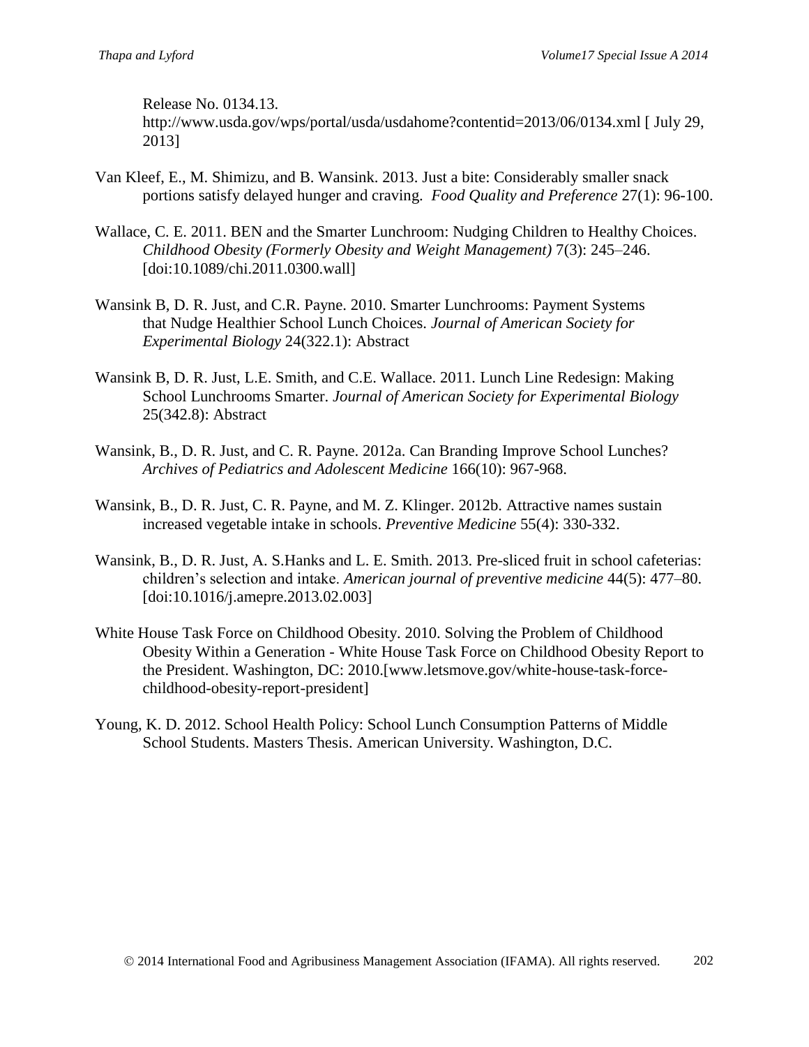Release No. 0134.13. http://www.usda.gov/wps/portal/usda/usdahome?contentid=2013/06/0134.xml [ July 29, 2013]

Van Kleef, E., M. Shimizu, and B. Wansink. 2013. Just a bite: Considerably smaller snack portions satisfy delayed hunger and craving. *Food Quality and Preference* 27(1): 96-100.

Wallace, C. E. 2011. BEN and the Smarter Lunchroom: Nudging Children to Healthy Choices. *Childhood Obesity (Formerly Obesity and Weight Management)* 7(3): 245–246. [doi:10.1089/chi.2011.0300.wall]

Wansink B, D. R. Just, and C.R. Payne. 2010. Smarter Lunchrooms: Payment Systems that Nudge Healthier School Lunch Choices. *Journal of American Society for Experimental Biology* 24(322.1): Abstract

Wansink B, D. R. Just, L.E. Smith, and C.E. Wallace. 2011. Lunch Line Redesign: Making School Lunchrooms Smarter. *Journal of American Society for Experimental Biology* 25(342.8): Abstract

Wansink, B., D. R. Just, and C. R. Payne. 2012a. Can Branding Improve School Lunches? *Archives of Pediatrics and Adolescent Medicine* 166(10): 967-968.

Wansink, B., D. R. Just, C. R. Payne, and M. Z. Klinger. 2012b. Attractive names sustain increased vegetable intake in schools. *Preventive Medicine* 55(4): 330-332.

Wansink, B., D. R. Just, A. S.Hanks and L. E. Smith. 2013. Pre-sliced fruit in school cafeterias: children's selection and intake. *American journal of preventive medicine* 44(5): 477–80. [doi:10.1016/j.amepre.2013.02.003]

White House Task Force on Childhood Obesity. 2010. Solving the Problem of Childhood Obesity Within a Generation - White House Task Force on Childhood Obesity Report to the President. Washington, DC: 2010.[www.letsmove.gov/white-house-task-force-childhood-obesity-report-president]

Young, K. D. 2012. School Health Policy: School Lunch Consumption Patterns of Middle School Students. Masters Thesis. American University. Washington, D.C.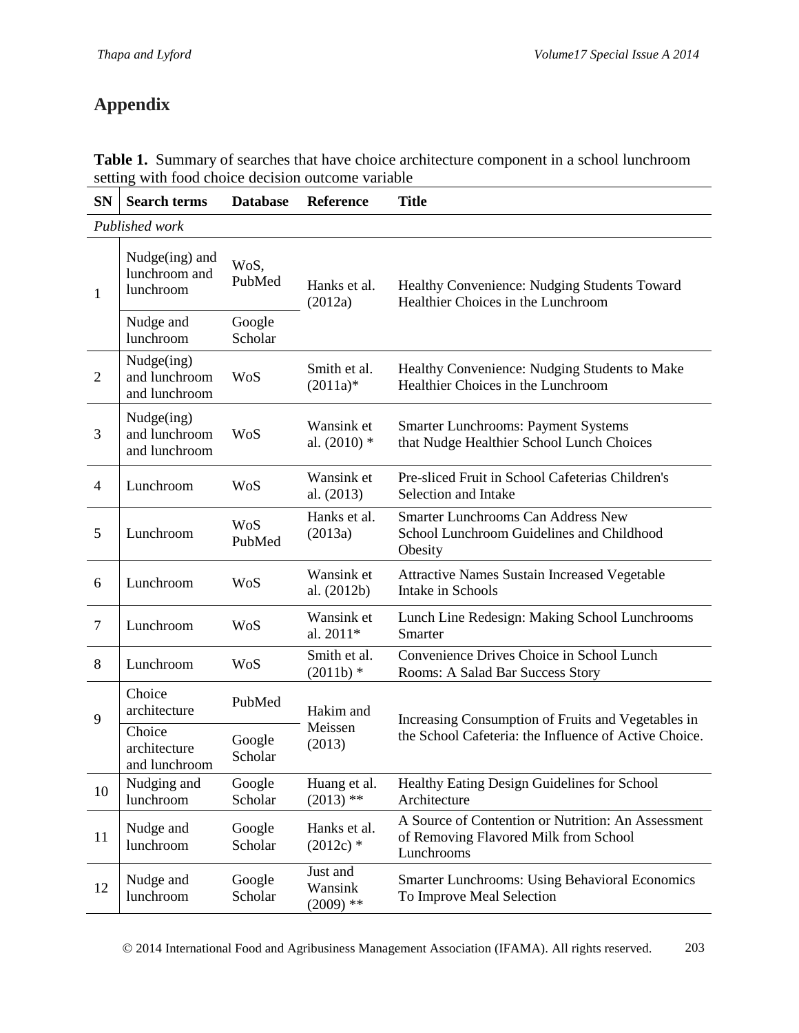# Appendix

**Table 1.** Summary of searches that have choice architecture component in a school lunchroom setting with food choice decision outcome variable

| SN | Search terms | Database | Reference | Title |
|---|---|---|---|---|
| *Published work* | | | | |
| 1 | Nudge(ing) and lunchroom and lunchroom | WoS, PubMed | Hanks et al. (2012a) | Healthy Convenience: Nudging Students Toward Healthier Choices in the Lunchroom |
| | Nudge and lunchroom | Google Scholar | | |
| 2 | Nudge(ing) and lunchroom and lunchroom | WoS | Smith et al. (2011a)* | Healthy Convenience: Nudging Students to Make Healthier Choices in the Lunchroom |
| 3 | Nudge(ing) and lunchroom and lunchroom | WoS | Wansink et al. (2010) * | Smarter Lunchrooms: Payment Systems that Nudge Healthier School Lunch Choices |
| 4 | Lunchroom | WoS | Wansink et al. (2013) | Pre-sliced Fruit in School Cafeterias Children's Selection and Intake |
| 5 | Lunchroom | WoS PubMed | Hanks et al. (2013a) | Smarter Lunchrooms Can Address New School Lunchroom Guidelines and Childhood Obesity |
| 6 | Lunchroom | WoS | Wansink et al. (2012b) | Attractive Names Sustain Increased Vegetable Intake in Schools |
| 7 | Lunchroom | WoS | Wansink et al. 2011* | Lunch Line Redesign: Making School Lunchrooms Smarter |
| 8 | Lunchroom | WoS | Smith et al. (2011b) * | Convenience Drives Choice in School Lunch Rooms: A Salad Bar Success Story |
| 9 | Choice architecture | PubMed | Hakim and Meissen (2013) | Increasing Consumption of Fruits and Vegetables in the School Cafeteria: the Influence of Active Choice. |
| | Choice architecture and lunchroom | Google Scholar | | |
| 10 | Nudging and lunchroom | Google Scholar | Huang et al. (2013) ** | Healthy Eating Design Guidelines for School Architecture |
| 11 | Nudge and lunchroom | Google Scholar | Hanks et al. (2012c) * | A Source of Contention or Nutrition: An Assessment of Removing Flavored Milk from School Lunchrooms |
| 12 | Nudge and lunchroom | Google Scholar | Just and Wansink (2009) ** | Smarter Lunchrooms: Using Behavioral Economics To Improve Meal Selection |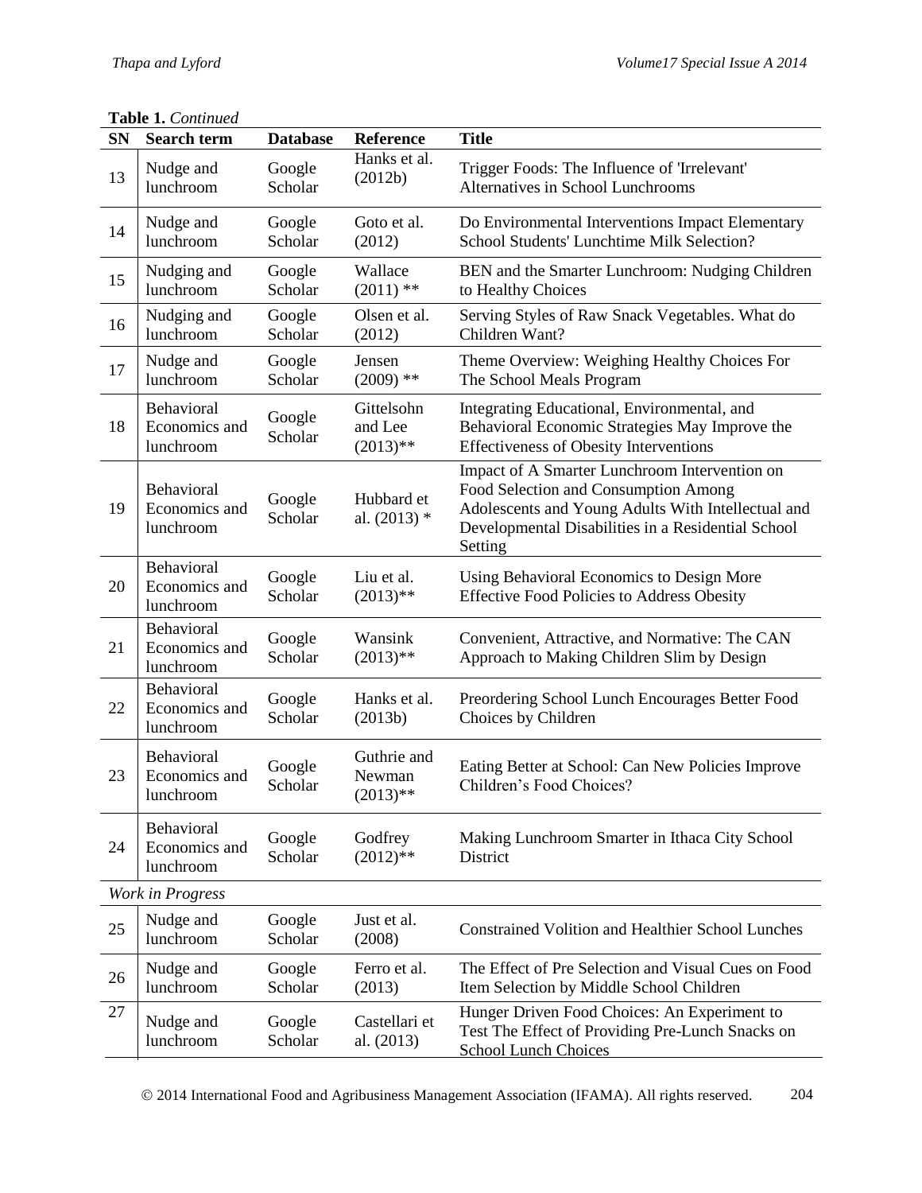**Table 1.** *Continued*

| SN | Search term | Database | Reference | Title |
|---|---|---|---|---|
| 13 | Nudge and lunchroom | Google Scholar | Hanks et al. (2012b) | Trigger Foods: The Influence of 'Irrelevant' Alternatives in School Lunchrooms |
| 14 | Nudge and lunchroom | Google Scholar | Goto et al. (2012) | Do Environmental Interventions Impact Elementary School Students' Lunchtime Milk Selection? |
| 15 | Nudging and lunchroom | Google Scholar | Wallace (2011) ** | BEN and the Smarter Lunchroom: Nudging Children to Healthy Choices |
| 16 | Nudging and lunchroom | Google Scholar | Olsen et al. (2012) | Serving Styles of Raw Snack Vegetables. What do Children Want? |
| 17 | Nudge and lunchroom | Google Scholar | Jensen (2009) ** | Theme Overview: Weighing Healthy Choices For The School Meals Program |
| 18 | Behavioral Economics and lunchroom | Google Scholar | Gittelsohn and Lee (2013)** | Integrating Educational, Environmental, and Behavioral Economic Strategies May Improve the Effectiveness of Obesity Interventions |
| 19 | Behavioral Economics and lunchroom | Google Scholar | Hubbard et al. (2013) * | Impact of A Smarter Lunchroom Intervention on Food Selection and Consumption Among Adolescents and Young Adults With Intellectual and Developmental Disabilities in a Residential School Setting |
| 20 | Behavioral Economics and lunchroom | Google Scholar | Liu et al. (2013)** | Using Behavioral Economics to Design More Effective Food Policies to Address Obesity |
| 21 | Behavioral Economics and lunchroom | Google Scholar | Wansink (2013)** | Convenient, Attractive, and Normative: The CAN Approach to Making Children Slim by Design |
| 22 | Behavioral Economics and lunchroom | Google Scholar | Hanks et al. (2013b) | Preordering School Lunch Encourages Better Food Choices by Children |
| 23 | Behavioral Economics and lunchroom | Google Scholar | Guthrie and Newman (2013)** | Eating Better at School: Can New Policies Improve Children's Food Choices? |
| 24 | Behavioral Economics and lunchroom | Google Scholar | Godfrey (2012)** | Making Lunchroom Smarter in Ithaca City School District |
| *Work in Progress* | | | | |
| 25 | Nudge and lunchroom | Google Scholar | Just et al. (2008) | Constrained Volition and Healthier School Lunches |
| 26 | Nudge and lunchroom | Google Scholar | Ferro et al. (2013) | The Effect of Pre Selection and Visual Cues on Food Item Selection by Middle School Children |
| 27 | Nudge and lunchroom | Google Scholar | Castellari et al. (2013) | Hunger Driven Food Choices: An Experiment to Test The Effect of Providing Pre-Lunch Snacks on School Lunch Choices |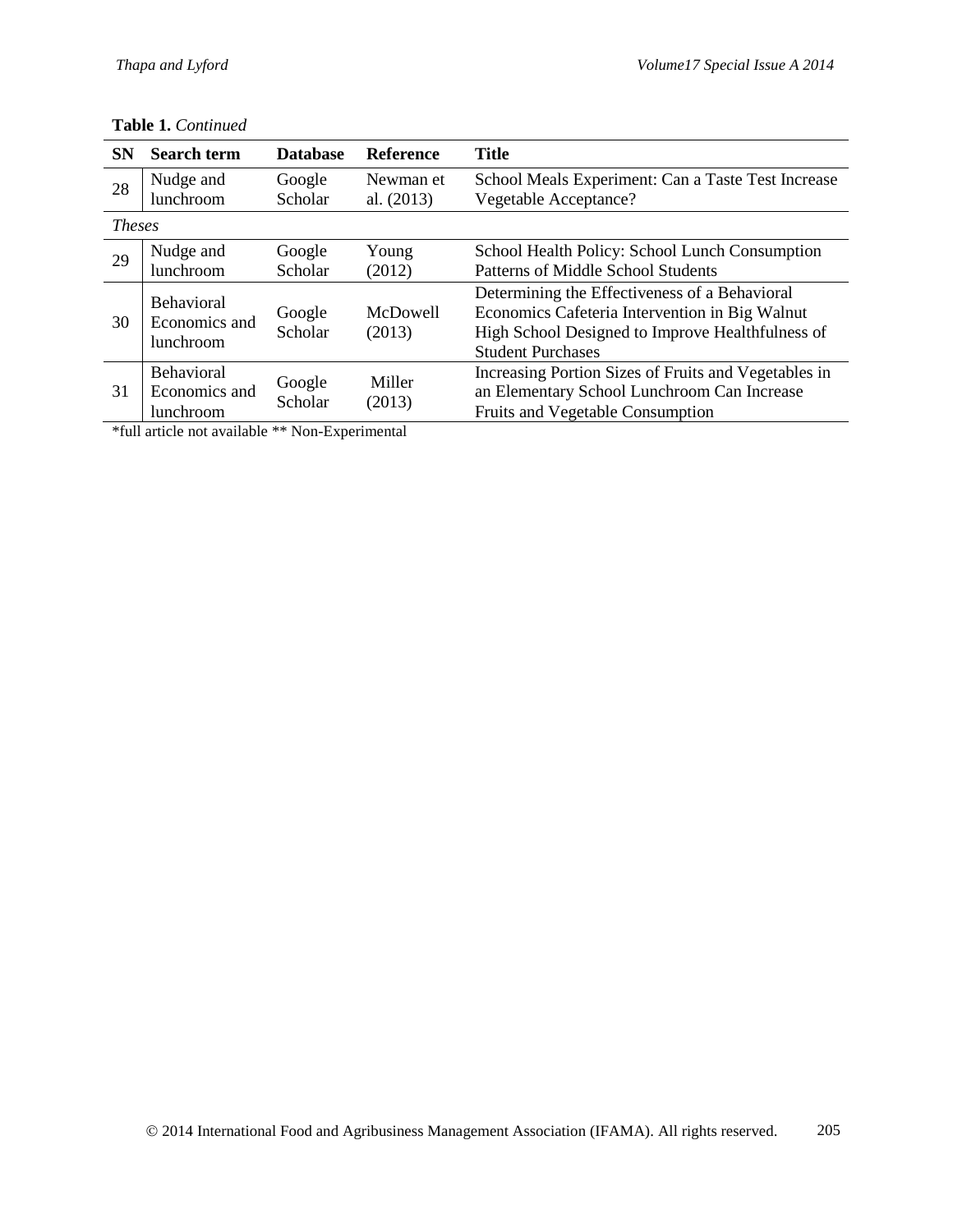**Table 1.** *Continued*

| SN | Search term | Database | Reference | Title |
|---|---|---|---|---|
| 28 | Nudge and lunchroom | Google Scholar | Newman et al. (2013) | School Meals Experiment: Can a Taste Test Increase Vegetable Acceptance? |
| *Theses* | | | | |
| 29 | Nudge and lunchroom | Google Scholar | Young (2012) | School Health Policy: School Lunch Consumption Patterns of Middle School Students |
| 30 | Behavioral Economics and lunchroom | Google Scholar | McDowell (2013) | Determining the Effectiveness of a Behavioral Economics Cafeteria Intervention in Big Walnut High School Designed to Improve Healthfulness of Student Purchases |
| 31 | Behavioral Economics and lunchroom | Google Scholar | Miller (2013) | Increasing Portion Sizes of Fruits and Vegetables in an Elementary School Lunchroom Can Increase Fruits and Vegetable Consumption |

*full article not available ** Non-Experimental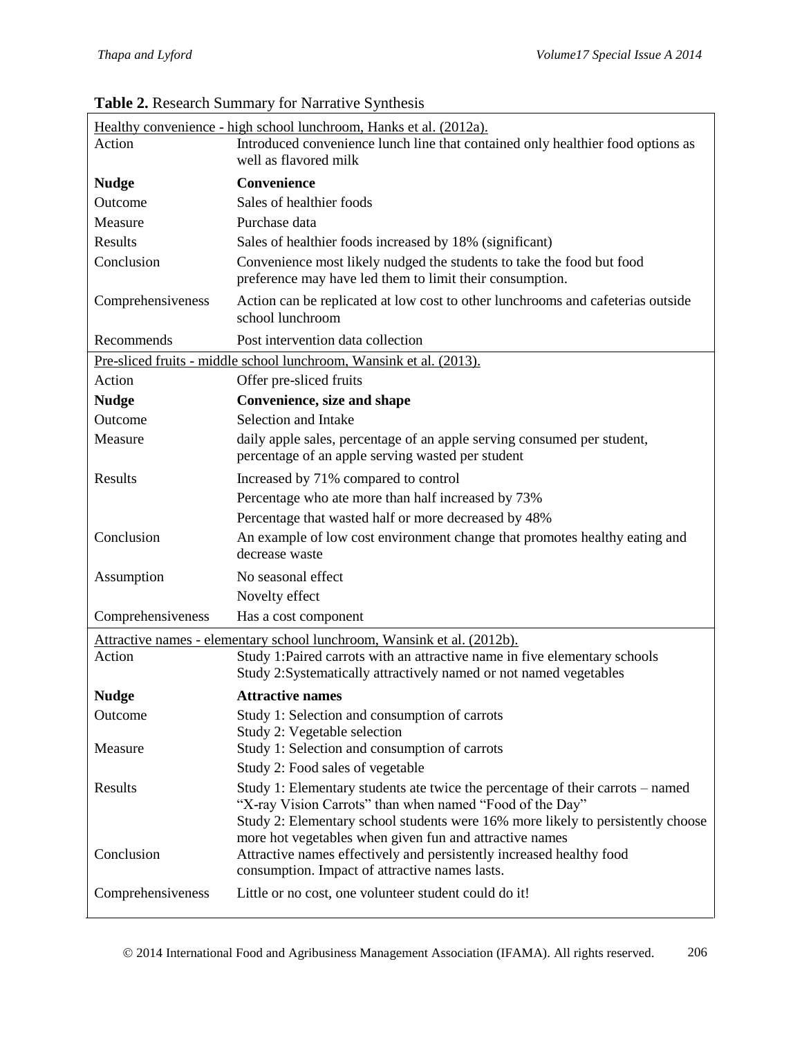**Table 2.** Research Summary for Narrative Synthesis

| | |
|---|---|
| Healthy convenience - high school lunchroom, Hanks et al. (2012a). | |
| Action | Introduced convenience lunch line that contained only healthier food options as well as flavored milk |
| **Nudge** | **Convenience** |
| Outcome | Sales of healthier foods |
| Measure | Purchase data |
| Results | Sales of healthier foods increased by 18% (significant) |
| Conclusion | Convenience most likely nudged the students to take the food but food preference may have led them to limit their consumption. |
| Comprehensiveness | Action can be replicated at low cost to other lunchrooms and cafeterias outside school lunchroom |
| Recommends | Post intervention data collection |
| Pre-sliced fruits - middle school lunchroom, Wansink et al. (2013). | |
| Action | Offer pre-sliced fruits |
| **Nudge** | **Convenience, size and shape** |
| Outcome | Selection and Intake |
| Measure | daily apple sales, percentage of an apple serving consumed per student, percentage of an apple serving wasted per student |
| Results | Increased by 71% compared to control<br>Percentage who ate more than half increased by 73%<br>Percentage that wasted half or more decreased by 48% |
| Conclusion | An example of low cost environment change that promotes healthy eating and decrease waste |
| Assumption | No seasonal effect<br>Novelty effect |
| Comprehensiveness | Has a cost component |
| Attractive names - elementary school lunchroom, Wansink et al. (2012b). | |
| Action | Study 1:Paired carrots with an attractive name in five elementary schools<br>Study 2:Systematically attractively named or not named vegetables |
| **Nudge** | **Attractive names** |
| Outcome | Study 1: Selection and consumption of carrots<br>Study 2: Vegetable selection |
| Measure | Study 1: Selection and consumption of carrots<br>Study 2: Food sales of vegetable |
| Results | Study 1: Elementary students ate twice the percentage of their carrots – named "X-ray Vision Carrots" than when named "Food of the Day"<br>Study 2: Elementary school students were 16% more likely to persistently choose more hot vegetables when given fun and attractive names |
| Conclusion | Attractive names effectively and persistently increased healthy food consumption. Impact of attractive names lasts. |
| Comprehensiveness | Little or no cost, one volunteer student could do it! |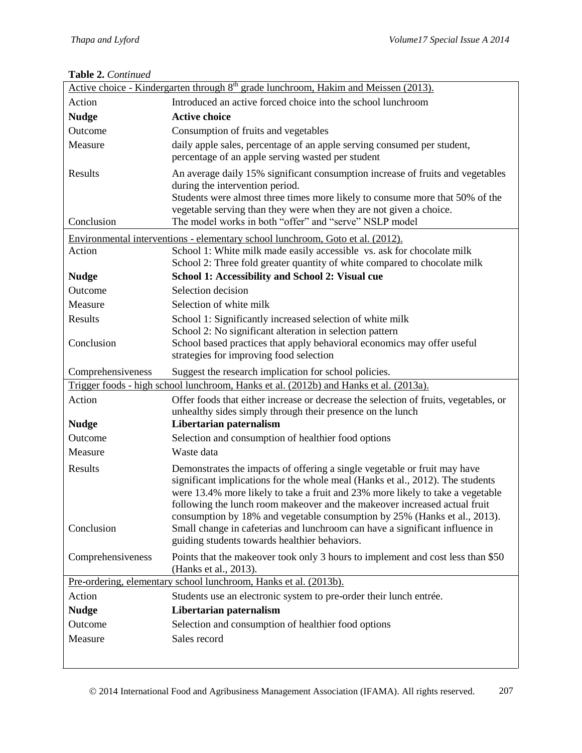**Table 2.** *Continued*

| | |
|---|---|
| Active choice - Kindergarten through 8th grade lunchroom, Hakim and Meissen (2013). | |
| Action | Introduced an active forced choice into the school lunchroom |
| **Nudge** | **Active choice** |
| Outcome | Consumption of fruits and vegetables |
| Measure | daily apple sales, percentage of an apple serving consumed per student, percentage of an apple serving wasted per student |
| Results | An average daily 15% significant consumption increase of fruits and vegetables during the intervention period. Students were almost three times more likely to consume more that 50% of the vegetable serving than they were when they are not given a choice. |
| Conclusion | The model works in both "offer" and "serve" NSLP model |
| Environmental interventions - elementary school lunchroom, Goto et al. (2012). | |
| Action | School 1: White milk made easily accessible vs. ask for chocolate milk School 2: Three fold greater quantity of white compared to chocolate milk |
| **Nudge** | **School 1: Accessibility and School 2: Visual cue** |
| Outcome | Selection decision |
| Measure | Selection of white milk |
| Results | School 1: Significantly increased selection of white milk School 2: No significant alteration in selection pattern |
| Conclusion | School based practices that apply behavioral economics may offer useful strategies for improving food selection |
| Comprehensiveness | Suggest the research implication for school policies. |
| Trigger foods - high school lunchroom, Hanks et al. (2012b) and Hanks et al. (2013a). | |
| Action | Offer foods that either increase or decrease the selection of fruits, vegetables, or unhealthy sides simply through their presence on the lunch |
| **Nudge** | **Libertarian paternalism** |
| Outcome | Selection and consumption of healthier food options |
| Measure | Waste data |
| Results | Demonstrates the impacts of offering a single vegetable or fruit may have significant implications for the whole meal (Hanks et al., 2012). The students were 13.4% more likely to take a fruit and 23% more likely to take a vegetable following the lunch room makeover and the makeover increased actual fruit consumption by 18% and vegetable consumption by 25% (Hanks et al., 2013). |
| Conclusion | Small change in cafeterias and lunchroom can have a significant influence in guiding students towards healthier behaviors. |
| Comprehensiveness | Points that the makeover took only 3 hours to implement and cost less than $50 (Hanks et al., 2013). |
| Pre-ordering, elementary school lunchroom, Hanks et al. (2013b). | |
| Action | Students use an electronic system to pre-order their lunch entrée. |
| **Nudge** | **Libertarian paternalism** |
| Outcome | Selection and consumption of healthier food options |
| Measure | Sales record |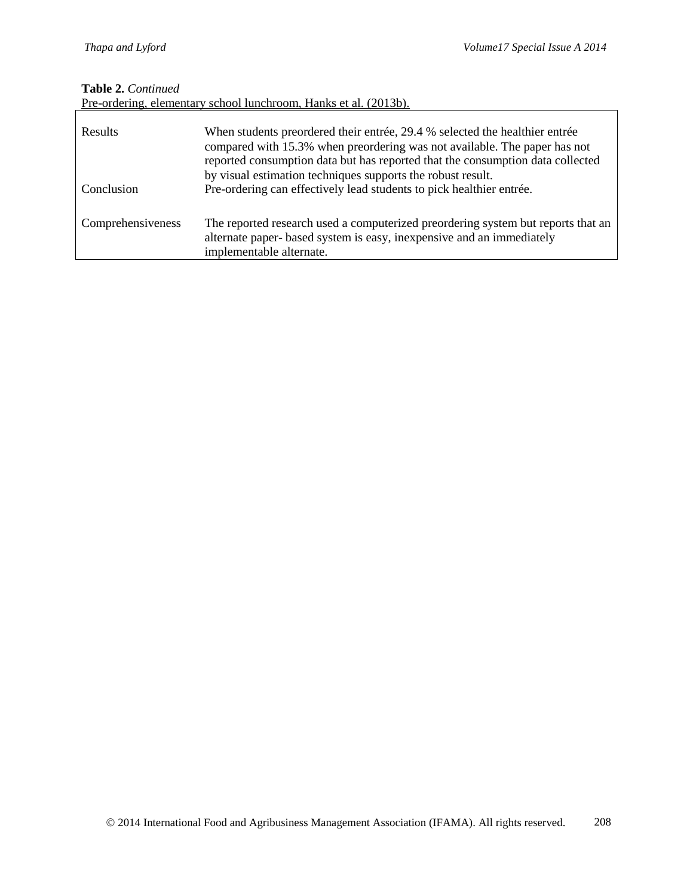**Table 2.** *Continued*

Pre-ordering, elementary school lunchroom, Hanks et al. (2013b).

| | |
|---|---|
| Results | When students preordered their entrée, 29.4 % selected the healthier entrée compared with 15.3% when preordering was not available. The paper has not reported consumption data but has reported that the consumption data collected by visual estimation techniques supports the robust result. |
| Conclusion | Pre-ordering can effectively lead students to pick healthier entrée. |
| Comprehensiveness | The reported research used a computerized preordering system but reports that an alternate paper- based system is easy, inexpensive and an immediately implementable alternate. |